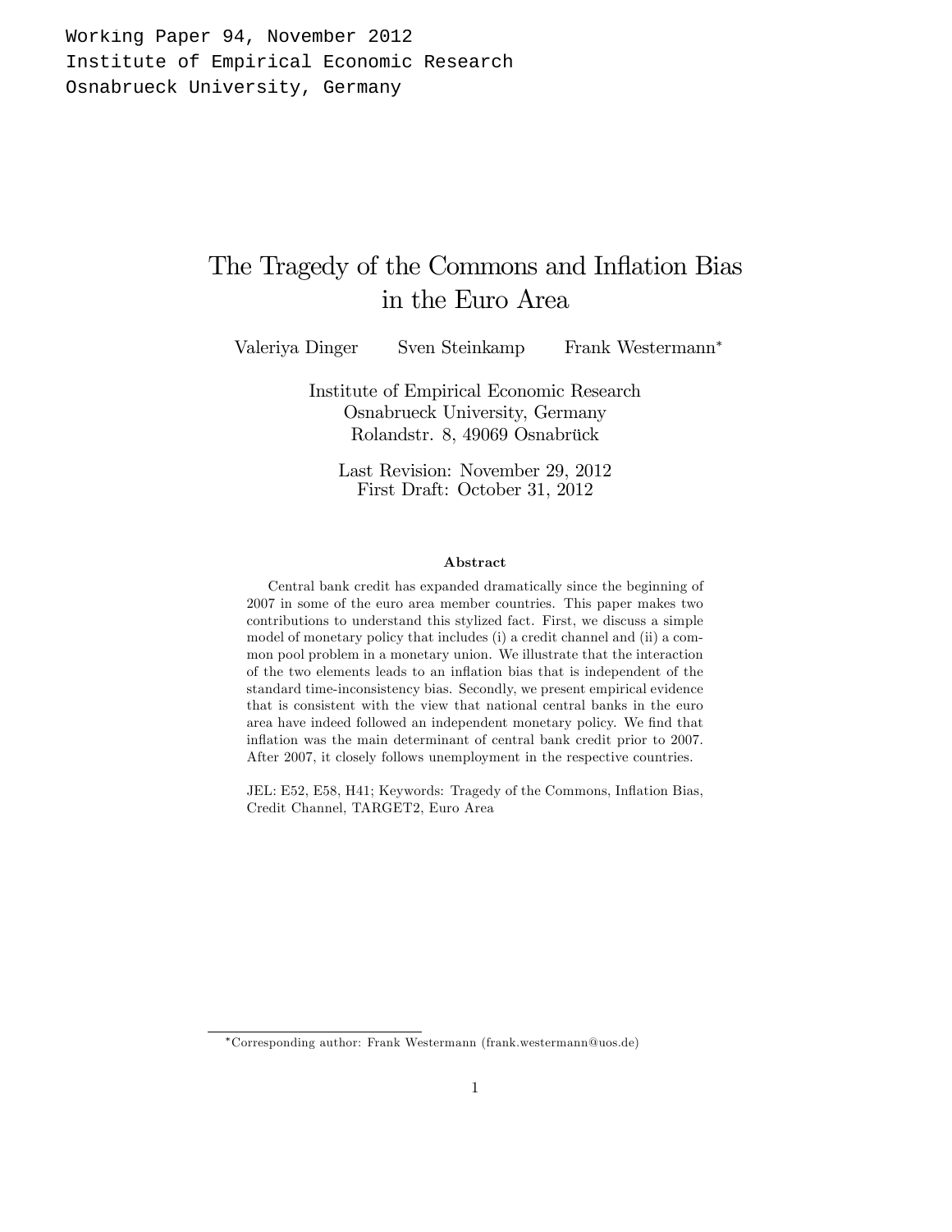Working Paper 94, November 2012
Institute of Empirical Economic Research
Osnabrueck University, Germany

# The Tragedy of the Commons and Inflation Bias in the Euro Area

Valeriya Dinger Sven Steinkamp Frank Westermann[*]

Institute of Empirical Economic Research
Osnabrueck University, Germany
Rolandstr. 8, 49069 Osnabrück

Last Revision: November 29, 2012
First Draft: October 31, 2012

**Abstract**

Central bank credit has expanded dramatically since the beginning of 2007 in some of the euro area member countries. This paper makes two contributions to understand this stylized fact. First, we discuss a simple model of monetary policy that includes (i) a credit channel and (ii) a common pool problem in a monetary union. We illustrate that the interaction of the two elements leads to an inflation bias that is independent of the standard time-inconsistency bias. Secondly, we present empirical evidence that is consistent with the view that national central banks in the euro area have indeed followed an independent monetary policy. We find that inflation was the main determinant of central bank credit prior to 2007. After 2007, it closely follows unemployment in the respective countries.

JEL: E52, E58, H41; Keywords: Tragedy of the Commons, Inflation Bias, Credit Channel, TARGET2, Euro Area

[*]Corresponding author: Frank Westermann (frank.westermann@uos.de)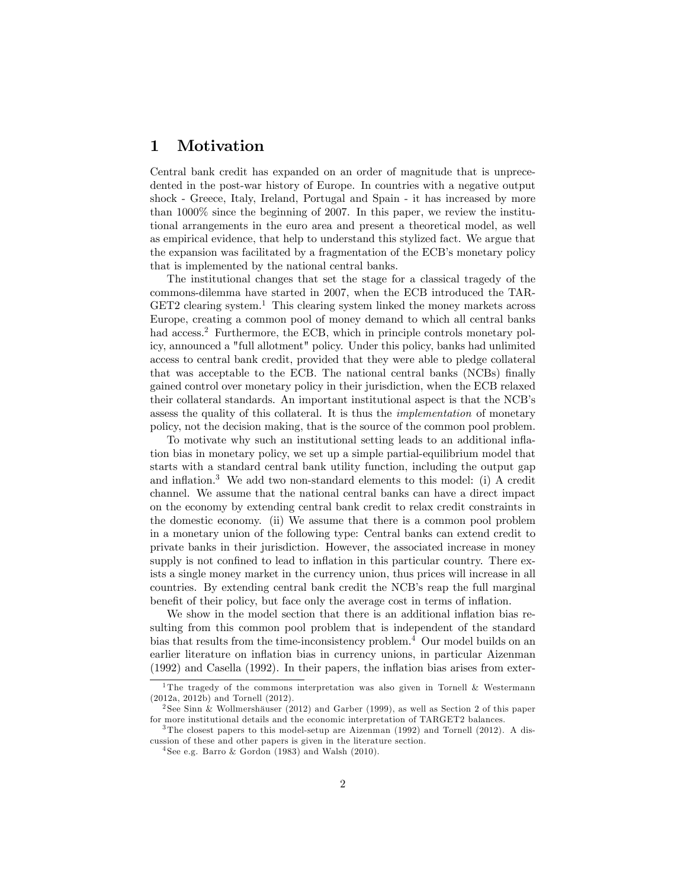# 1 Motivation

Central bank credit has expanded on an order of magnitude that is unprecedented in the post-war history of Europe. In countries with a negative output shock - Greece, Italy, Ireland, Portugal and Spain - it has increased by more than 1000% since the beginning of 2007. In this paper, we review the institutional arrangements in the euro area and present a theoretical model, as well as empirical evidence, that help to understand this stylized fact. We argue that the expansion was facilitated by a fragmentation of the ECB's monetary policy that is implemented by the national central banks.

The institutional changes that set the stage for a classical tragedy of the commons-dilemma have started in 2007, when the ECB introduced the TARGET2 clearing system.[1] This clearing system linked the money markets across Europe, creating a common pool of money demand to which all central banks had access.[2] Furthermore, the ECB, which in principle controls monetary policy, announced a "full allotment" policy. Under this policy, banks had unlimited access to central bank credit, provided that they were able to pledge collateral that was acceptable to the ECB. The national central banks (NCBs) finally gained control over monetary policy in their jurisdiction, when the ECB relaxed their collateral standards. An important institutional aspect is that the NCB's assess the quality of this collateral. It is thus the *implementation* of monetary policy, not the decision making, that is the source of the common pool problem.

To motivate why such an institutional setting leads to an additional inflation bias in monetary policy, we set up a simple partial-equilibrium model that starts with a standard central bank utility function, including the output gap and inflation.[3] We add two non-standard elements to this model: (i) A credit channel. We assume that the national central banks can have a direct impact on the economy by extending central bank credit to relax credit constraints in the domestic economy. (ii) We assume that there is a common pool problem in a monetary union of the following type: Central banks can extend credit to private banks in their jurisdiction. However, the associated increase in money supply is not confined to lead to inflation in this particular country. There exists a single money market in the currency union, thus prices will increase in all countries. By extending central bank credit the NCB's reap the full marginal benefit of their policy, but face only the average cost in terms of inflation.

We show in the model section that there is an additional inflation bias resulting from this common pool problem that is independent of the standard bias that results from the time-inconsistency problem.[4] Our model builds on an earlier literature on inflation bias in currency unions, in particular Aizenman (1992) and Casella (1992). In their papers, the inflation bias arises from exter-

[1] The tragedy of the commons interpretation was also given in Tornell & Westermann (2012a, 2012b) and Tornell (2012).

[2] See Sinn & Wollmershäuser (2012) and Garber (1999), as well as Section 2 of this paper for more institutional details and the economic interpretation of TARGET2 balances.

[3] The closest papers to this model-setup are Aizenman (1992) and Tornell (2012). A discussion of these and other papers is given in the literature section.

[4] See e.g. Barro & Gordon (1983) and Walsh (2010).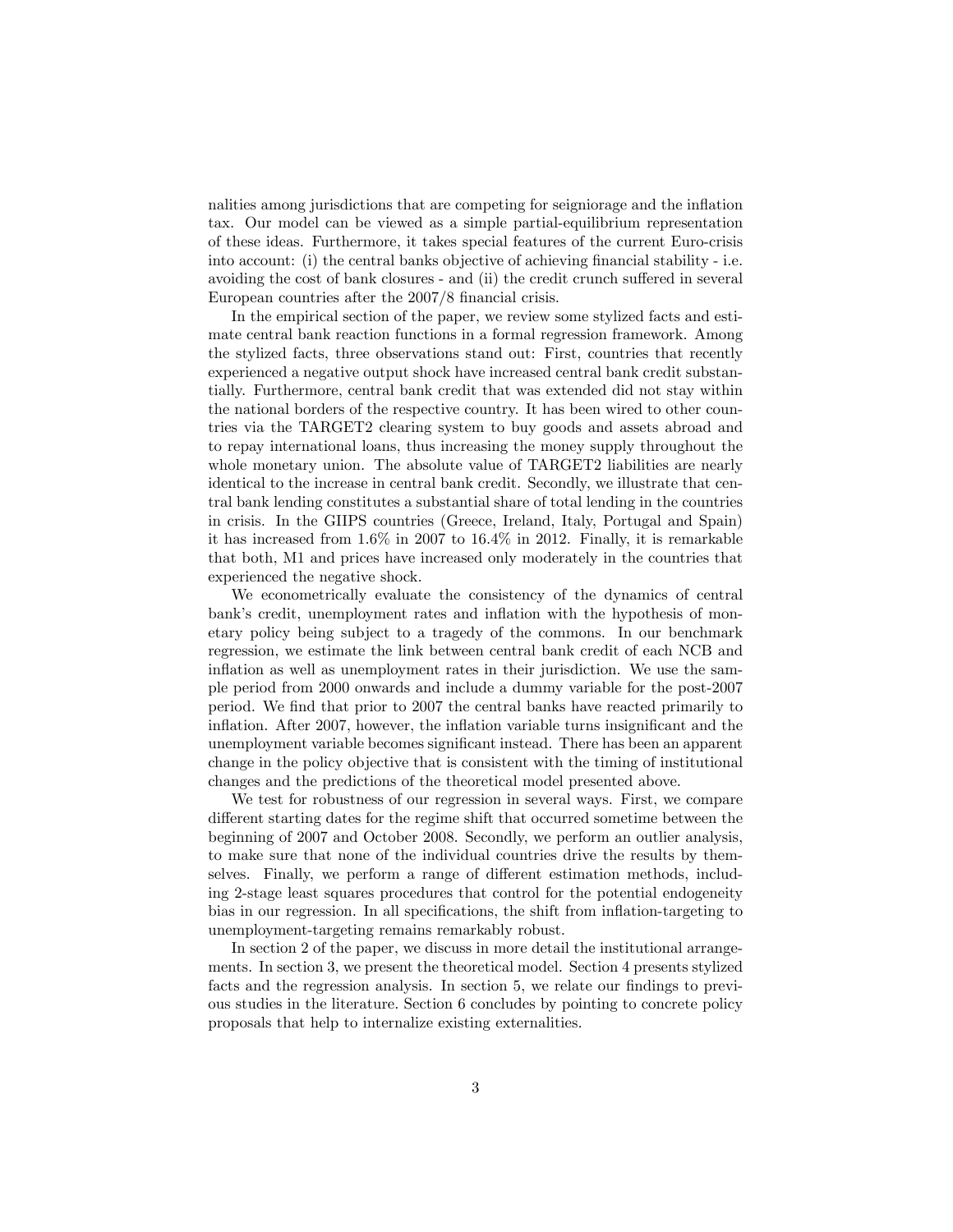nalities among jurisdictions that are competing for seigniorage and the inflation tax. Our model can be viewed as a simple partial-equilibrium representation of these ideas. Furthermore, it takes special features of the current Euro-crisis into account: (i) the central banks objective of achieving financial stability - i.e. avoiding the cost of bank closures - and (ii) the credit crunch suffered in several European countries after the 2007/8 financial crisis.

In the empirical section of the paper, we review some stylized facts and estimate central bank reaction functions in a formal regression framework. Among the stylized facts, three observations stand out: First, countries that recently experienced a negative output shock have increased central bank credit substantially. Furthermore, central bank credit that was extended did not stay within the national borders of the respective country. It has been wired to other countries via the TARGET2 clearing system to buy goods and assets abroad and to repay international loans, thus increasing the money supply throughout the whole monetary union. The absolute value of TARGET2 liabilities are nearly identical to the increase in central bank credit. Secondly, we illustrate that central bank lending constitutes a substantial share of total lending in the countries in crisis. In the GIIPS countries (Greece, Ireland, Italy, Portugal and Spain) it has increased from 1.6% in 2007 to 16.4% in 2012. Finally, it is remarkable that both, M1 and prices have increased only moderately in the countries that experienced the negative shock.

We econometrically evaluate the consistency of the dynamics of central bank's credit, unemployment rates and inflation with the hypothesis of monetary policy being subject to a tragedy of the commons. In our benchmark regression, we estimate the link between central bank credit of each NCB and inflation as well as unemployment rates in their jurisdiction. We use the sample period from 2000 onwards and include a dummy variable for the post-2007 period. We find that prior to 2007 the central banks have reacted primarily to inflation. After 2007, however, the inflation variable turns insignificant and the unemployment variable becomes significant instead. There has been an apparent change in the policy objective that is consistent with the timing of institutional changes and the predictions of the theoretical model presented above.

We test for robustness of our regression in several ways. First, we compare different starting dates for the regime shift that occurred sometime between the beginning of 2007 and October 2008. Secondly, we perform an outlier analysis, to make sure that none of the individual countries drive the results by themselves. Finally, we perform a range of different estimation methods, including 2-stage least squares procedures that control for the potential endogeneity bias in our regression. In all specifications, the shift from inflation-targeting to unemployment-targeting remains remarkably robust.

In section 2 of the paper, we discuss in more detail the institutional arrangements. In section 3, we present the theoretical model. Section 4 presents stylized facts and the regression analysis. In section 5, we relate our findings to previous studies in the literature. Section 6 concludes by pointing to concrete policy proposals that help to internalize existing externalities.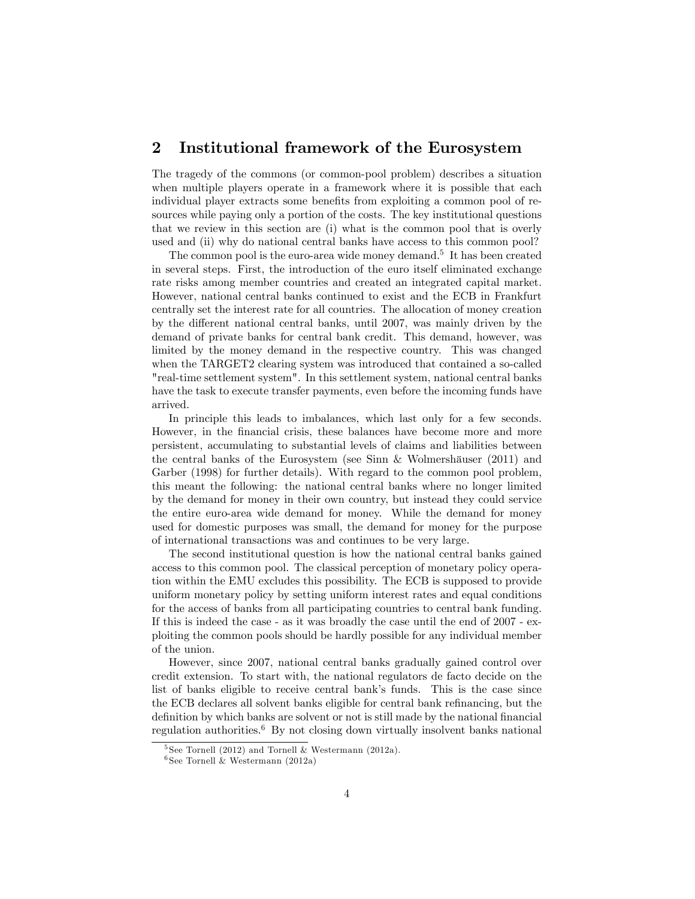## 2 Institutional framework of the Eurosystem

The tragedy of the commons (or common-pool problem) describes a situation when multiple players operate in a framework where it is possible that each individual player extracts some benefits from exploiting a common pool of resources while paying only a portion of the costs. The key institutional questions that we review in this section are (i) what is the common pool that is overly used and (ii) why do national central banks have access to this common pool?

The common pool is the euro-area wide money demand.[5] It has been created in several steps. First, the introduction of the euro itself eliminated exchange rate risks among member countries and created an integrated capital market. However, national central banks continued to exist and the ECB in Frankfurt centrally set the interest rate for all countries. The allocation of money creation by the different national central banks, until 2007, was mainly driven by the demand of private banks for central bank credit. This demand, however, was limited by the money demand in the respective country. This was changed when the TARGET2 clearing system was introduced that contained a so-called "real-time settlement system". In this settlement system, national central banks have the task to execute transfer payments, even before the incoming funds have arrived.

In principle this leads to imbalances, which last only for a few seconds. However, in the financial crisis, these balances have become more and more persistent, accumulating to substantial levels of claims and liabilities between the central banks of the Eurosystem (see Sinn & Wolmershäuser (2011) and Garber (1998) for further details). With regard to the common pool problem, this meant the following: the national central banks where no longer limited by the demand for money in their own country, but instead they could service the entire euro-area wide demand for money. While the demand for money used for domestic purposes was small, the demand for money for the purpose of international transactions was and continues to be very large.

The second institutional question is how the national central banks gained access to this common pool. The classical perception of monetary policy operation within the EMU excludes this possibility. The ECB is supposed to provide uniform monetary policy by setting uniform interest rates and equal conditions for the access of banks from all participating countries to central bank funding. If this is indeed the case - as it was broadly the case until the end of 2007 - exploiting the common pools should be hardly possible for any individual member of the union.

However, since 2007, national central banks gradually gained control over credit extension. To start with, the national regulators de facto decide on the list of banks eligible to receive central bank's funds. This is the case since the ECB declares all solvent banks eligible for central bank refinancing, but the definition by which banks are solvent or not is still made by the national financial regulation authorities.[6] By not closing down virtually insolvent banks national

[5] See Tornell (2012) and Tornell & Westermann (2012a).

[6] See Tornell & Westermann (2012a)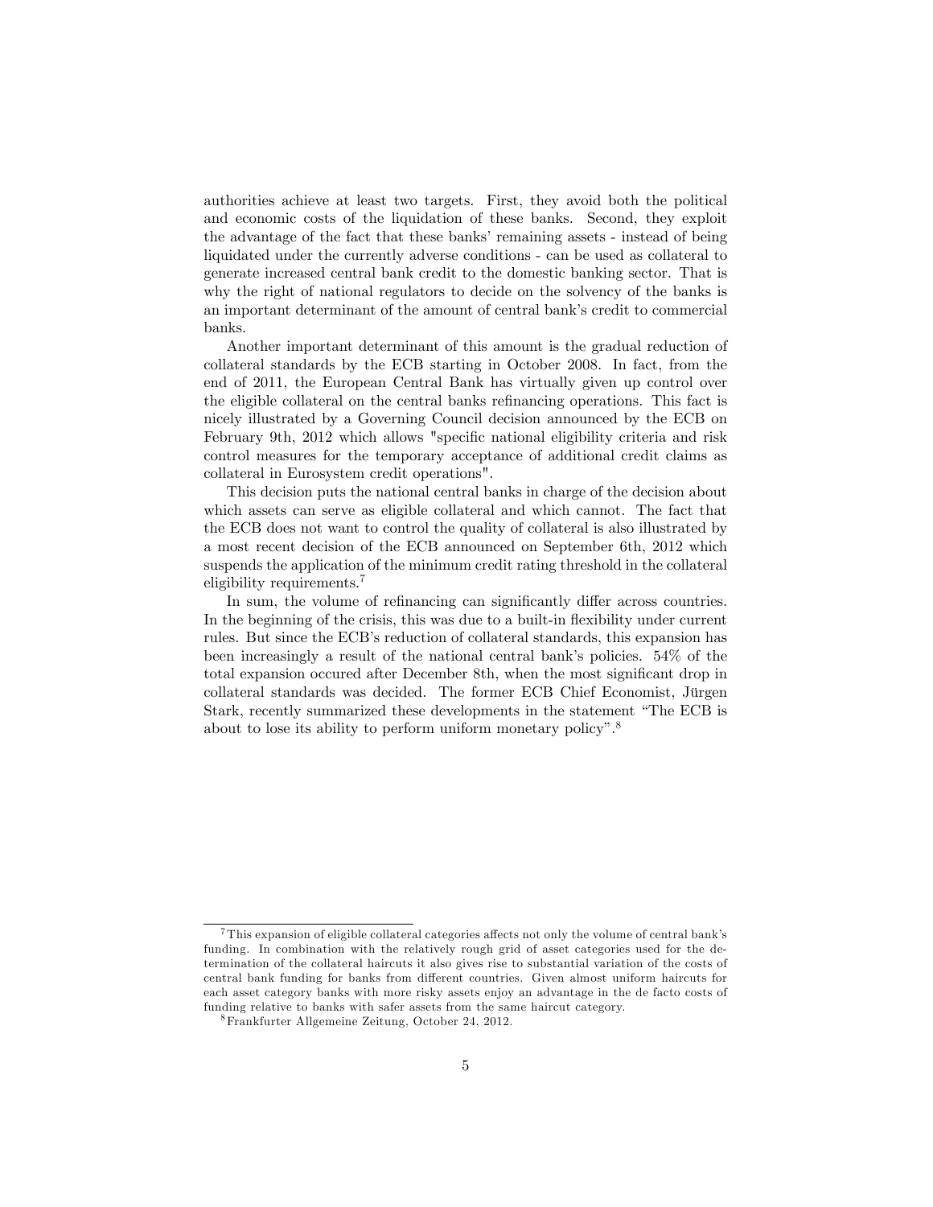authorities achieve at least two targets. First, they avoid both the political and economic costs of the liquidation of these banks. Second, they exploit the advantage of the fact that these banks' remaining assets - instead of being liquidated under the currently adverse conditions - can be used as collateral to generate increased central bank credit to the domestic banking sector. That is why the right of national regulators to decide on the solvency of the banks is an important determinant of the amount of central bank's credit to commercial banks.

Another important determinant of this amount is the gradual reduction of collateral standards by the ECB starting in October 2008. In fact, from the end of 2011, the European Central Bank has virtually given up control over the eligible collateral on the central banks refinancing operations. This fact is nicely illustrated by a Governing Council decision announced by the ECB on February 9th, 2012 which allows "specific national eligibility criteria and risk control measures for the temporary acceptance of additional credit claims as collateral in Eurosystem credit operations".

This decision puts the national central banks in charge of the decision about which assets can serve as eligible collateral and which cannot. The fact that the ECB does not want to control the quality of collateral is also illustrated by a most recent decision of the ECB announced on September 6th, 2012 which suspends the application of the minimum credit rating threshold in the collateral eligibility requirements.[7]

In sum, the volume of refinancing can significantly differ across countries. In the beginning of the crisis, this was due to a built-in flexibility under current rules. But since the ECB's reduction of collateral standards, this expansion has been increasingly a result of the national central bank's policies. 54% of the total expansion occured after December 8th, when the most significant drop in collateral standards was decided. The former ECB Chief Economist, Jürgen Stark, recently summarized these developments in the statement "The ECB is about to lose its ability to perform uniform monetary policy".[8]

---

[7] This expansion of eligible collateral categories affects not only the volume of central bank's funding. In combination with the relatively rough grid of asset categories used for the determination of the collateral haircuts it also gives rise to substantial variation of the costs of central bank funding for banks from different countries. Given almost uniform haircuts for each asset category banks with more risky assets enjoy an advantage in the de facto costs of funding relative to banks with safer assets from the same haircut category.

[8] Frankfurter Allgemeine Zeitung, October 24, 2012.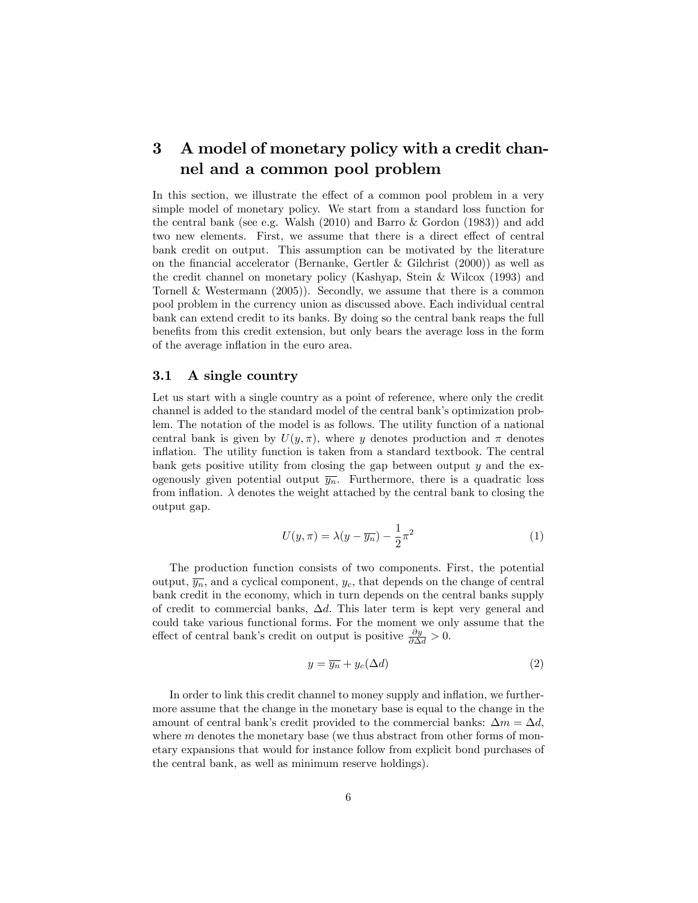# 3 A model of monetary policy with a credit channel and a common pool problem

In this section, we illustrate the effect of a common pool problem in a very simple model of monetary policy. We start from a standard loss function for the central bank (see e.g. Walsh (2010) and Barro & Gordon (1983)) and add two new elements. First, we assume that there is a direct effect of central bank credit on output. This assumption can be motivated by the literature on the financial accelerator (Bernanke, Gertler & Gilchrist (2000)) as well as the credit channel on monetary policy (Kashyap, Stein & Wilcox (1993) and Tornell & Westermann (2005)). Secondly, we assume that there is a common pool problem in the currency union as discussed above. Each individual central bank can extend credit to its banks. By doing so the central bank reaps the full benefits from this credit extension, but only bears the average loss in the form of the average inflation in the euro area.

## 3.1 A single country

Let us start with a single country as a point of reference, where only the credit channel is added to the standard model of the central bank's optimization problem. The notation of the model is as follows. The utility function of a national central bank is given by $U(y, \pi)$, where $y$ denotes production and $\pi$ denotes inflation. The utility function is taken from a standard textbook. The central bank gets positive utility from closing the gap between output $y$ and the exogenously given potential output $\overline{y_n}$. Furthermore, there is a quadratic loss from inflation. $\lambda$ denotes the weight attached by the central bank to closing the output gap.

$$U(y, \pi) = \lambda(y - \overline{y_n}) - \frac{1}{2}\pi^2 \tag{1}$$

The production function consists of two components. First, the potential output, $\overline{y_n}$, and a cyclical component, $y_c$, that depends on the change of central bank credit in the economy, which in turn depends on the central banks supply of credit to commercial banks, $\Delta d$. This later term is kept very general and could take various functional forms. For the moment we only assume that the effect of central bank's credit on output is positive $\frac{\partial y}{\partial \Delta d} > 0$.

$$y = \overline{y_n} + y_c(\Delta d) \tag{2}$$

In order to link this credit channel to money supply and inflation, we furthermore assume that the change in the monetary base is equal to the change in the amount of central bank's credit provided to the commercial banks: $\Delta m = \Delta d$, where $m$ denotes the monetary base (we thus abstract from other forms of monetary expansions that would for instance follow from explicit bond purchases of the central bank, as well as minimum reserve holdings).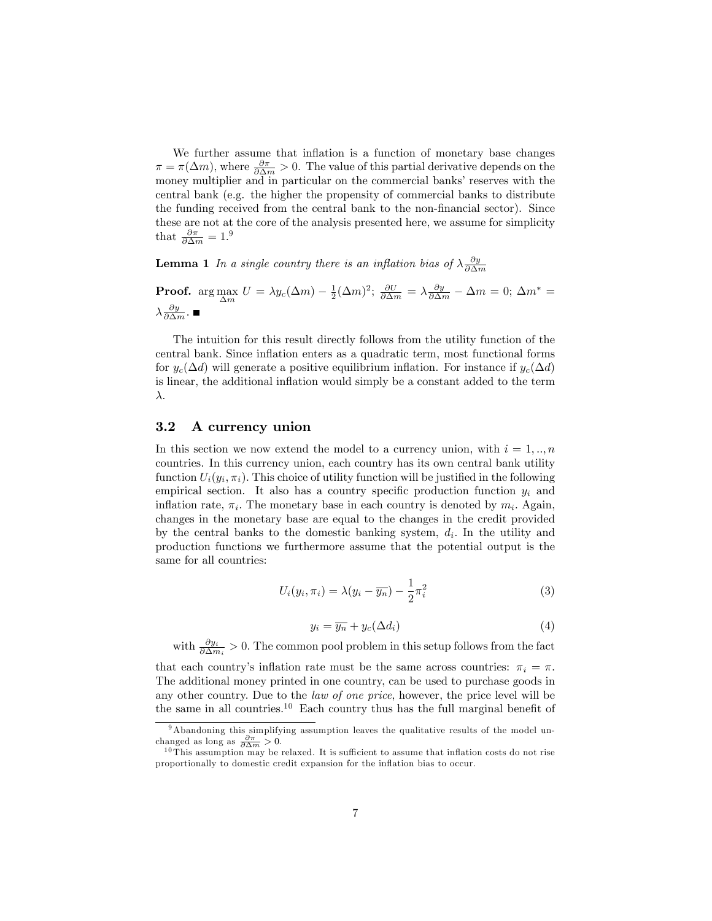We further assume that inflation is a function of monetary base changes $\pi = \pi(\Delta m)$, where $\frac{\partial \pi}{\partial \Delta m} > 0$. The value of this partial derivative depends on the money multiplier and in particular on the commercial banks' reserves with the central bank (e.g. the higher the propensity of commercial banks to distribute the funding received from the central bank to the non-financial sector). Since these are not at the core of the analysis presented here, we assume for simplicity that $\frac{\partial \pi}{\partial \Delta m} = 1$.[9]

**Lemma 1** *In a single country there is an inflation bias of* $\lambda \frac{\partial y}{\partial \Delta m}$

**Proof.** $\arg\max_{\Delta m} U = \lambda y_c(\Delta m) - \frac{1}{2}(\Delta m)^2$; $\frac{\partial U}{\partial \Delta m} = \lambda \frac{\partial y}{\partial \Delta m} - \Delta m = 0$; $\Delta m^* = \lambda \frac{\partial y}{\partial \Delta m}$. ■

The intuition for this result directly follows from the utility function of the central bank. Since inflation enters as a quadratic term, most functional forms for $y_c(\Delta d)$ will generate a positive equilibrium inflation. For instance if $y_c(\Delta d)$ is linear, the additional inflation would simply be a constant added to the term $\lambda$.

### 3.2 A currency union

In this section we now extend the model to a currency union, with $i = 1, .., n$ countries. In this currency union, each country has its own central bank utility function $U_i(y_i, \pi_i)$. This choice of utility function will be justified in the following empirical section. It also has a country specific production function $y_i$ and inflation rate, $\pi_i$. The monetary base in each country is denoted by $m_i$. Again, changes in the monetary base are equal to the changes in the credit provided by the central banks to the domestic banking system, $d_i$. In the utility and production functions we furthermore assume that the potential output is the same for all countries:

$$U_i(y_i, \pi_i) = \lambda(y_i - \overline{y_n}) - \frac{1}{2}\pi_i^2 \tag{3}$$

$$y_i = \overline{y_n} + y_c(\Delta d_i) \tag{4}$$

with $\frac{\partial y_i}{\partial \Delta m_i} > 0$. The common pool problem in this setup follows from the fact that each country's inflation rate must be the same across countries: $\pi_i = \pi$. The additional money printed in one country, can be used to purchase goods in any other country. Due to the *law of one price*, however, the price level will be the same in all countries.[10] Each country thus has the full marginal benefit of

[9] Abandoning this simplifying assumption leaves the qualitative results of the model unchanged as long as $\frac{\partial \pi}{\partial \Delta m} > 0$.

[10] This assumption may be relaxed. It is sufficient to assume that inflation costs do not rise proportionally to domestic credit expansion for the inflation bias to occur.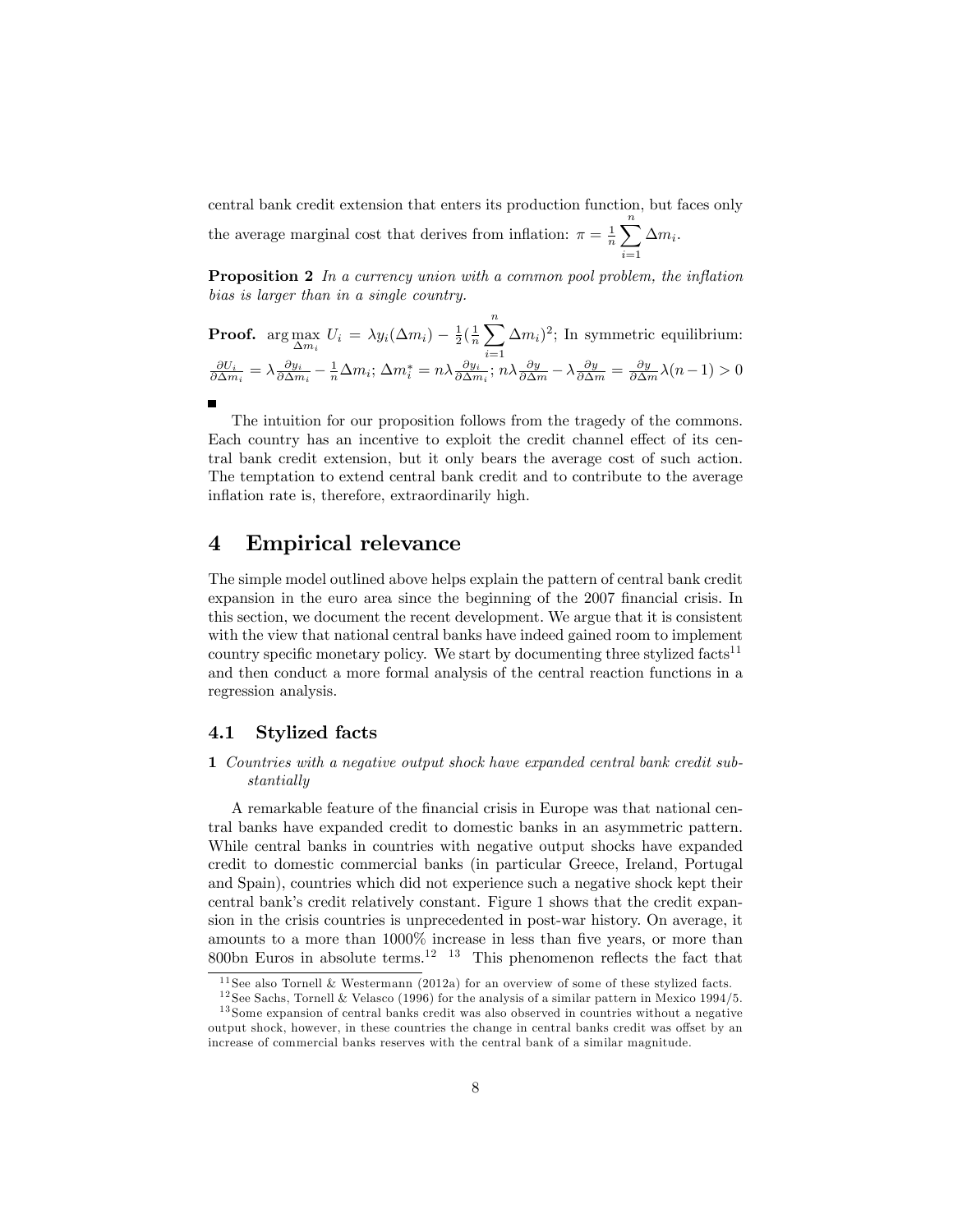central bank credit extension that enters its production function, but faces only the average marginal cost that derives from inflation: $\pi = \frac{1}{n}\sum_{i=1}^{n}\Delta m_i$.

**Proposition 2** *In a currency union with a common pool problem, the inflation bias is larger than in a single country.*

**Proof.** $\arg\max_{\Delta m_i} U_i = \lambda y_i(\Delta m_i) - \frac{1}{2}(\frac{1}{n}\sum_{i=1}^{n}\Delta m_i)^2$; In symmetric equilibrium: $\frac{\partial U_i}{\partial \Delta m_i} = \lambda \frac{\partial y_i}{\partial \Delta m_i} - \frac{1}{n}\Delta m_i$; $\Delta m_i^* = n\lambda \frac{\partial y_i}{\partial \Delta m_i}$; $n\lambda \frac{\partial y}{\partial \Delta m} - \lambda \frac{\partial y}{\partial \Delta m} = \frac{\partial y}{\partial \Delta m}\lambda(n-1) > 0$

■

The intuition for our proposition follows from the tragedy of the commons. Each country has an incentive to exploit the credit channel effect of its central bank credit extension, but it only bears the average cost of such action. The temptation to extend central bank credit and to contribute to the average inflation rate is, therefore, extraordinarily high.

# 4 Empirical relevance

The simple model outlined above helps explain the pattern of central bank credit expansion in the euro area since the beginning of the 2007 financial crisis. In this section, we document the recent development. We argue that it is consistent with the view that national central banks have indeed gained room to implement country specific monetary policy. We start by documenting three stylized facts[11] and then conduct a more formal analysis of the central reaction functions in a regression analysis.

## 4.1 Stylized facts

**1** *Countries with a negative output shock have expanded central bank credit substantially*

A remarkable feature of the financial crisis in Europe was that national central banks have expanded credit to domestic banks in an asymmetric pattern. While central banks in countries with negative output shocks have expanded credit to domestic commercial banks (in particular Greece, Ireland, Portugal and Spain), countries which did not experience such a negative shock kept their central bank's credit relatively constant. Figure 1 shows that the credit expansion in the crisis countries is unprecedented in post-war history. On average, it amounts to a more than 1000% increase in less than five years, or more than 800bn Euros in absolute terms.[12] [13] This phenomenon reflects the fact that

[11] See also Tornell & Westermann (2012a) for an overview of some of these stylized facts.

[12] See Sachs, Tornell & Velasco (1996) for the analysis of a similar pattern in Mexico 1994/5.

[13] Some expansion of central banks credit was also observed in countries without a negative output shock, however, in these countries the change in central banks credit was offset by an increase of commercial banks reserves with the central bank of a similar magnitude.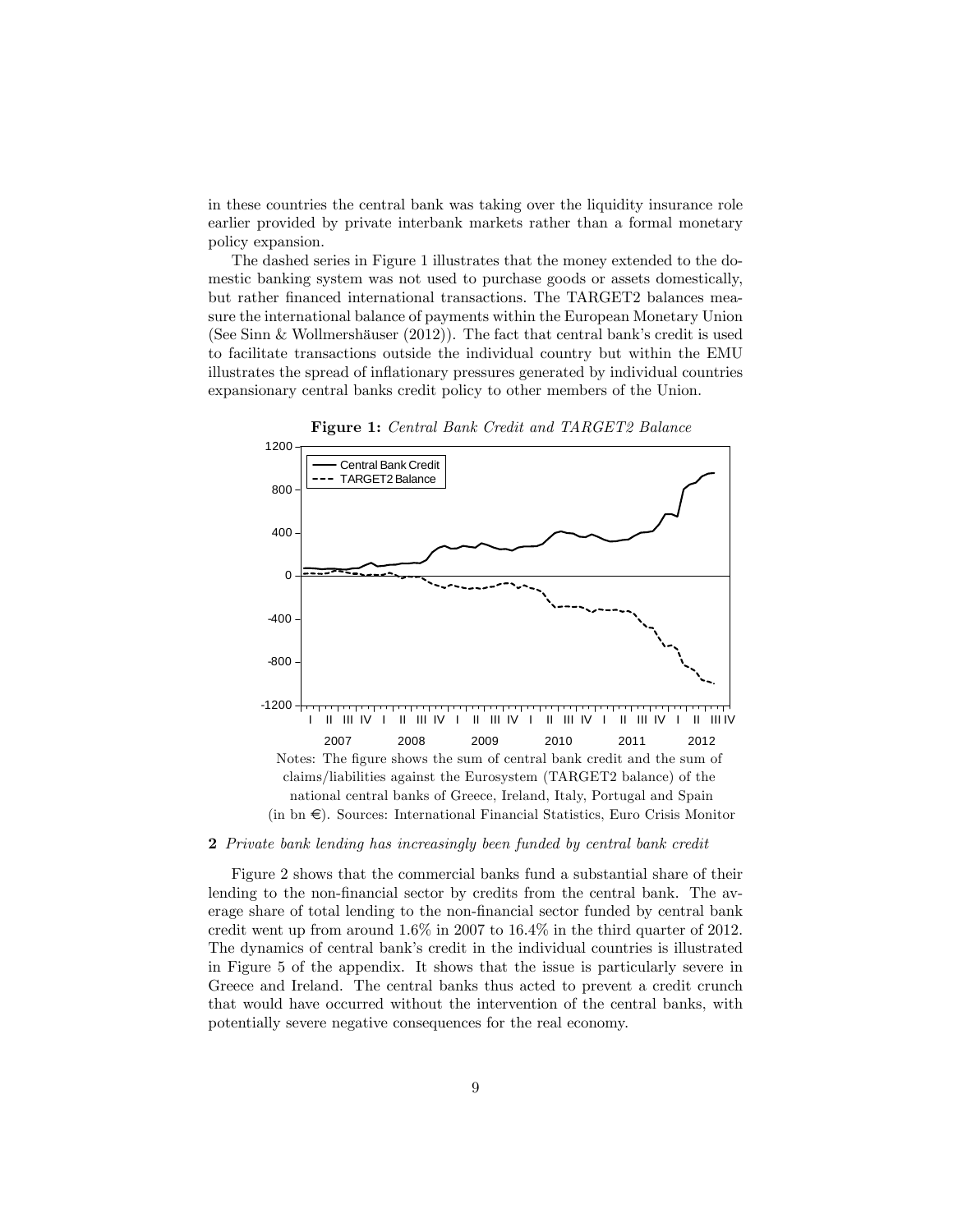in these countries the central bank was taking over the liquidity insurance role earlier provided by private interbank markets rather than a formal monetary policy expansion.

The dashed series in Figure 1 illustrates that the money extended to the domestic banking system was not used to purchase goods or assets domestically, but rather financed international transactions. The TARGET2 balances measure the international balance of payments within the European Monetary Union (See Sinn & Wollmershäuser (2012)). The fact that central bank's credit is used to facilitate transactions outside the individual country but within the EMU illustrates the spread of inflationary pressures generated by individual countries expansionary central banks credit policy to other members of the Union.

**Figure 1:** *Central Bank Credit and TARGET2 Balance*

Notes: The figure shows the sum of central bank credit and the sum of claims/liabilities against the Eurosystem (TARGET2 balance) of the national central banks of Greece, Ireland, Italy, Portugal and Spain (in bn €). Sources: International Financial Statistics, Euro Crisis Monitor

**2** *Private bank lending has increasingly been funded by central bank credit*

Figure 2 shows that the commercial banks fund a substantial share of their lending to the non-financial sector by credits from the central bank. The average share of total lending to the non-financial sector funded by central bank credit went up from around 1.6% in 2007 to 16.4% in the third quarter of 2012. The dynamics of central bank's credit in the individual countries is illustrated in Figure 5 of the appendix. It shows that the issue is particularly severe in Greece and Ireland. The central banks thus acted to prevent a credit crunch that would have occurred without the intervention of the central banks, with potentially severe negative consequences for the real economy.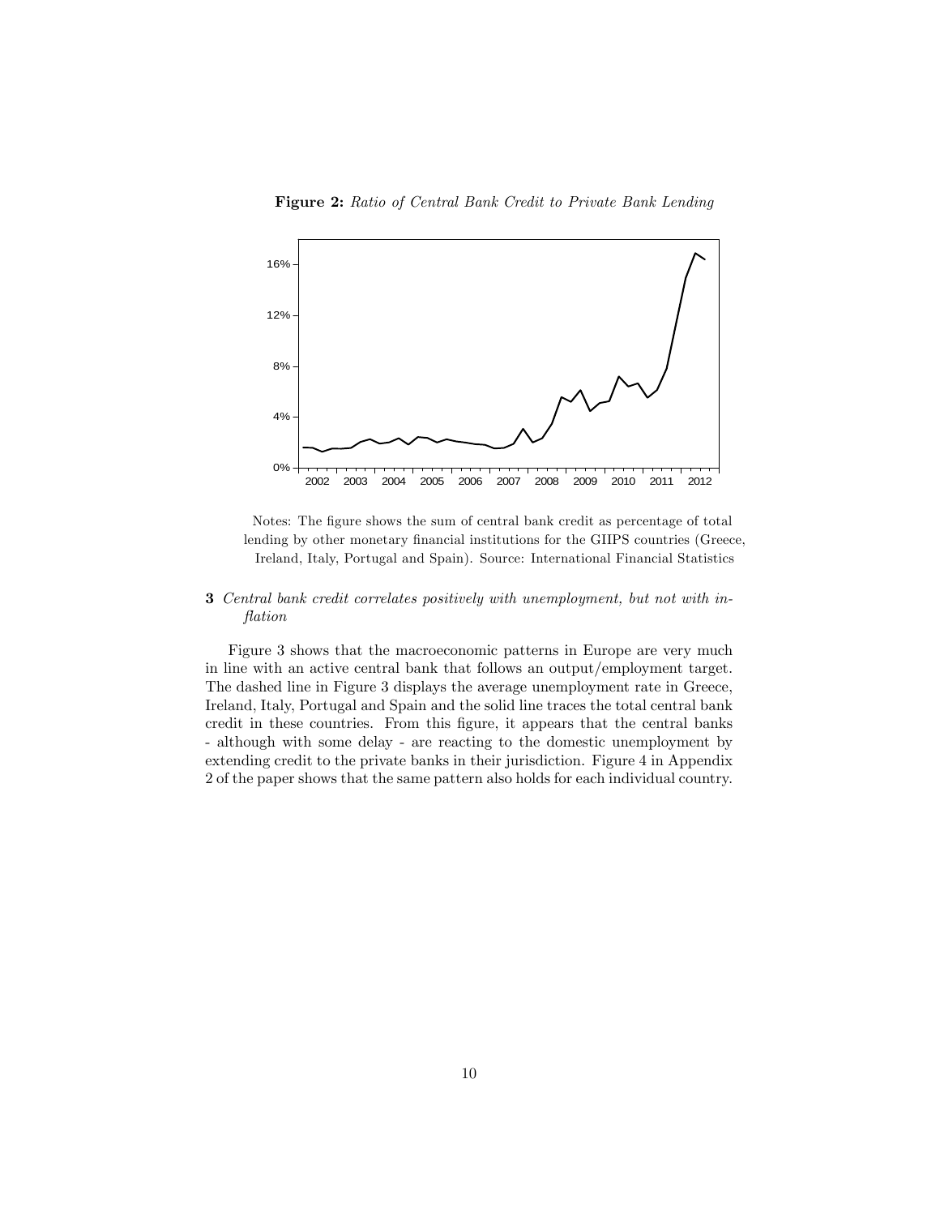**Figure 2:** *Ratio of Central Bank Credit to Private Bank Lending*

Notes: The figure shows the sum of central bank credit as percentage of total lending by other monetary financial institutions for the GIIPS countries (Greece, Ireland, Italy, Portugal and Spain). Source: International Financial Statistics

**3** *Central bank credit correlates positively with unemployment, but not with inflation*

Figure 3 shows that the macroeconomic patterns in Europe are very much in line with an active central bank that follows an output/employment target. The dashed line in Figure 3 displays the average unemployment rate in Greece, Ireland, Italy, Portugal and Spain and the solid line traces the total central bank credit in these countries. From this figure, it appears that the central banks - although with some delay - are reacting to the domestic unemployment by extending credit to the private banks in their jurisdiction. Figure 4 in Appendix 2 of the paper shows that the same pattern also holds for each individual country.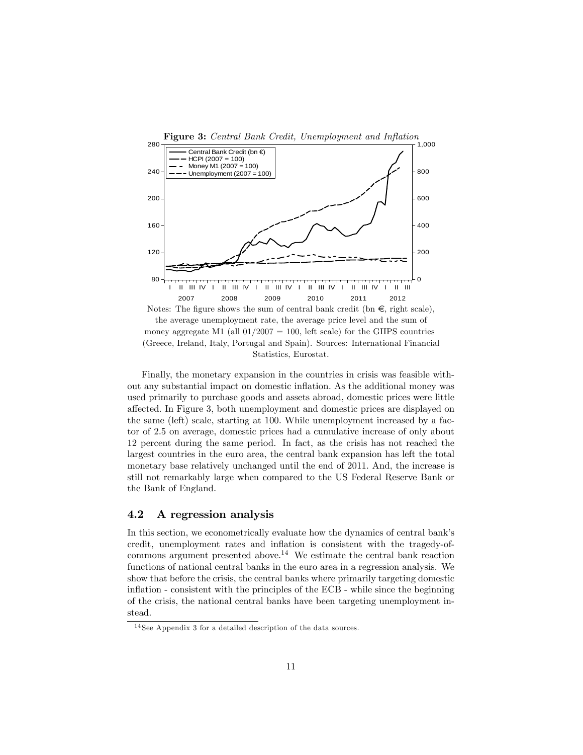**Figure 3:** *Central Bank Credit, Unemployment and Inflation*

Notes: The figure shows the sum of central bank credit (bn €, right scale), the average unemployment rate, the average price level and the sum of money aggregate M1 (all 01/2007 = 100, left scale) for the GIIPS countries (Greece, Ireland, Italy, Portugal and Spain). Sources: International Financial Statistics, Eurostat.

Finally, the monetary expansion in the countries in crisis was feasible without any substantial impact on domestic inflation. As the additional money was used primarily to purchase goods and assets abroad, domestic prices were little affected. In Figure 3, both unemployment and domestic prices are displayed on the same (left) scale, starting at 100. While unemployment increased by a factor of 2.5 on average, domestic prices had a cumulative increase of only about 12 percent during the same period. In fact, as the crisis has not reached the largest countries in the euro area, the central bank expansion has left the total monetary base relatively unchanged until the end of 2011. And, the increase is still not remarkably large when compared to the US Federal Reserve Bank or the Bank of England.

## 4.2 A regression analysis

In this section, we econometrically evaluate how the dynamics of central bank's credit, unemployment rates and inflation is consistent with the tragedy-of-commons argument presented above.[14] We estimate the central bank reaction functions of national central banks in the euro area in a regression analysis. We show that before the crisis, the central banks where primarily targeting domestic inflation - consistent with the principles of the ECB - while since the beginning of the crisis, the national central banks have been targeting unemployment instead.

[14] See Appendix 3 for a detailed description of the data sources.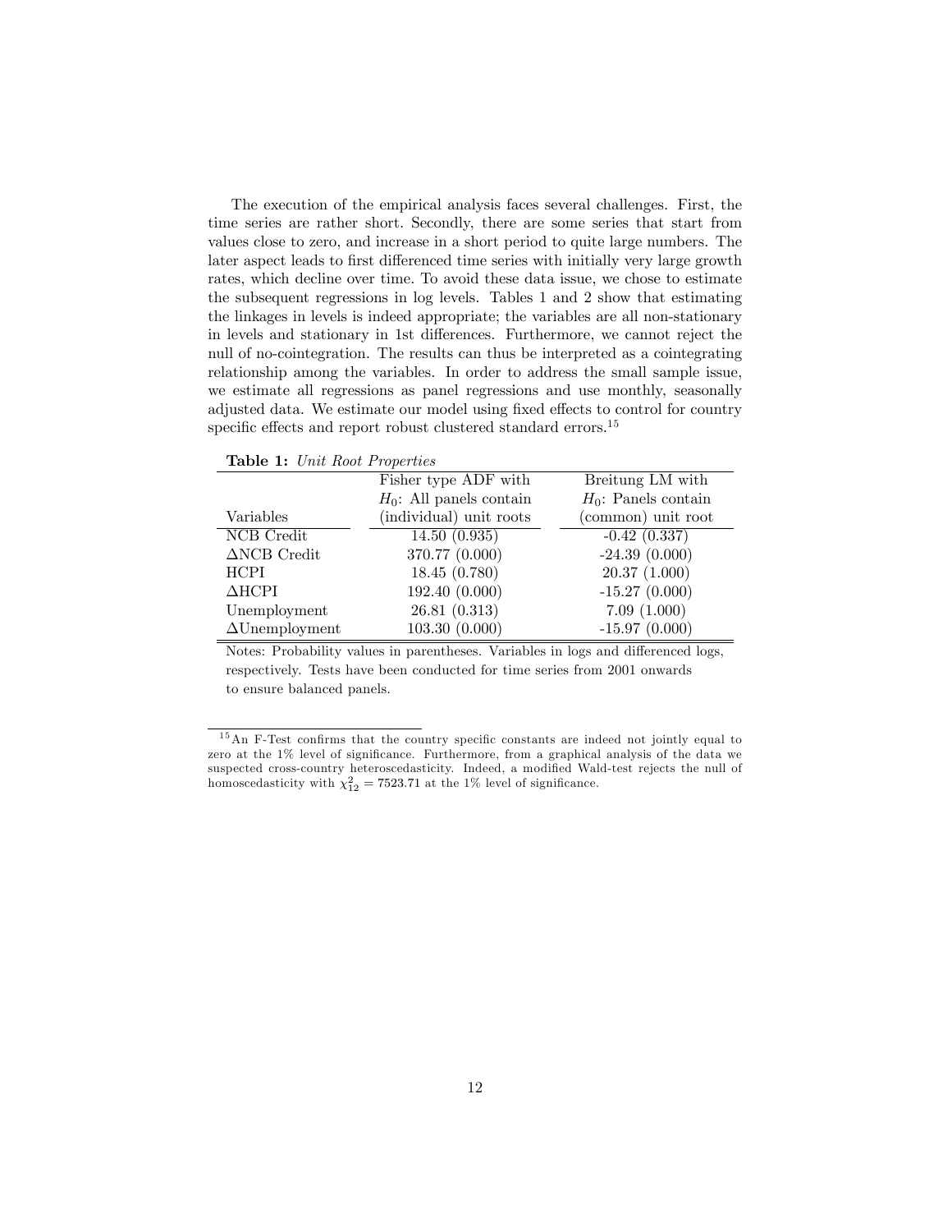The execution of the empirical analysis faces several challenges. First, the time series are rather short. Secondly, there are some series that start from values close to zero, and increase in a short period to quite large numbers. The later aspect leads to first differenced time series with initially very large growth rates, which decline over time. To avoid these data issue, we chose to estimate the subsequent regressions in log levels. Tables 1 and 2 show that estimating the linkages in levels is indeed appropriate; the variables are all non-stationary in levels and stationary in 1st differences. Furthermore, we cannot reject the null of no-cointegration. The results can thus be interpreted as a cointegrating relationship among the variables. In order to address the small sample issue, we estimate all regressions as panel regressions and use monthly, seasonally adjusted data. We estimate our model using fixed effects to control for country specific effects and report robust clustered standard errors.[15]

**Table 1:** *Unit Root Properties*

| Variables | Fisher type ADF with $H_0$: All panels contain (individual) unit roots | Breitung LM with $H_0$: Panels contain (common) unit root |
|---|---|---|
| NCB Credit | 14.50 (0.935) | -0.42 (0.337) |
| $\Delta$NCB Credit | 370.77 (0.000) | -24.39 (0.000) |
| HCPI | 18.45 (0.780) | 20.37 (1.000) |
| $\Delta$HCPI | 192.40 (0.000) | -15.27 (0.000) |
| Unemployment | 26.81 (0.313) | 7.09 (1.000) |
| $\Delta$Unemployment | 103.30 (0.000) | -15.97 (0.000) |

Notes: Probability values in parentheses. Variables in logs and differenced logs, respectively. Tests have been conducted for time series from 2001 onwards to ensure balanced panels.

[15] An F-Test confirms that the country specific constants are indeed not jointly equal to zero at the 1% level of significance. Furthermore, from a graphical analysis of the data we suspected cross-country heteroscedasticity. Indeed, a modified Wald-test rejects the null of homoscedasticity with $\chi^2_{12} = 7523.71$ at the 1% level of significance.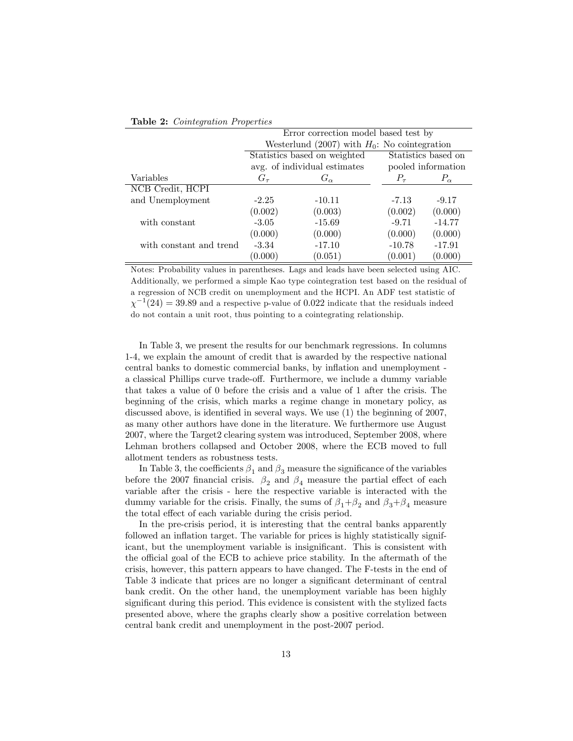**Table 2:** *Cointegration Properties*

| | Error correction model based test by Westerlund (2007) with $H_0$: No cointegration | | | |
|---|---|---|---|---|
| | Statistics based on weighted avg. of individual estimates | | Statistics based on pooled information | |
| Variables | $G_\tau$ | $G_\alpha$ | $P_\tau$ | $P_\alpha$ |
| NCB Credit, HCPI and Unemployment | -2.25 | -10.11 | -7.13 | -9.17 |
| | (0.002) | (0.003) | (0.002) | (0.000) |
| with constant | -3.05 | -15.69 | -9.71 | -14.77 |
| | (0.000) | (0.000) | (0.000) | (0.000) |
| with constant and trend | -3.34 | -17.10 | -10.78 | -17.91 |
| | (0.000) | (0.051) | (0.001) | (0.000) |

Notes: Probability values in parentheses. Lags and leads have been selected using AIC. Additionally, we performed a simple Kao type cointegration test based on the residual of a regression of NCB credit on unemployment and the HCPI. An ADF test statistic of $\chi^{-1}(24) = 39.89$ and a respective p-value of 0.022 indicate that the residuals indeed do not contain a unit root, thus pointing to a cointegrating relationship.

In Table 3, we present the results for our benchmark regressions. In columns 1-4, we explain the amount of credit that is awarded by the respective national central banks to domestic commercial banks, by inflation and unemployment - a classical Phillips curve trade-off. Furthermore, we include a dummy variable that takes a value of 0 before the crisis and a value of 1 after the crisis. The beginning of the crisis, which marks a regime change in monetary policy, as discussed above, is identified in several ways. We use (1) the beginning of 2007, as many other authors have done in the literature. We furthermore use August 2007, where the Target2 clearing system was introduced, September 2008, where Lehman brothers collapsed and October 2008, where the ECB moved to full allotment tenders as robustness tests.

In Table 3, the coefficients $\beta_1$ and $\beta_3$ measure the significance of the variables before the 2007 financial crisis. $\beta_2$ and $\beta_4$ measure the partial effect of each variable after the crisis - here the respective variable is interacted with the dummy variable for the crisis. Finally, the sums of $\beta_1$+$\beta_2$ and $\beta_3$+$\beta_4$ measure the total effect of each variable during the crisis period.

In the pre-crisis period, it is interesting that the central banks apparently followed an inflation target. The variable for prices is highly statistically significant, but the unemployment variable is insignificant. This is consistent with the official goal of the ECB to achieve price stability. In the aftermath of the crisis, however, this pattern appears to have changed. The F-tests in the end of Table 3 indicate that prices are no longer a significant determinant of central bank credit. On the other hand, the unemployment variable has been highly significant during this period. This evidence is consistent with the stylized facts presented above, where the graphs clearly show a positive correlation between central bank credit and unemployment in the post-2007 period.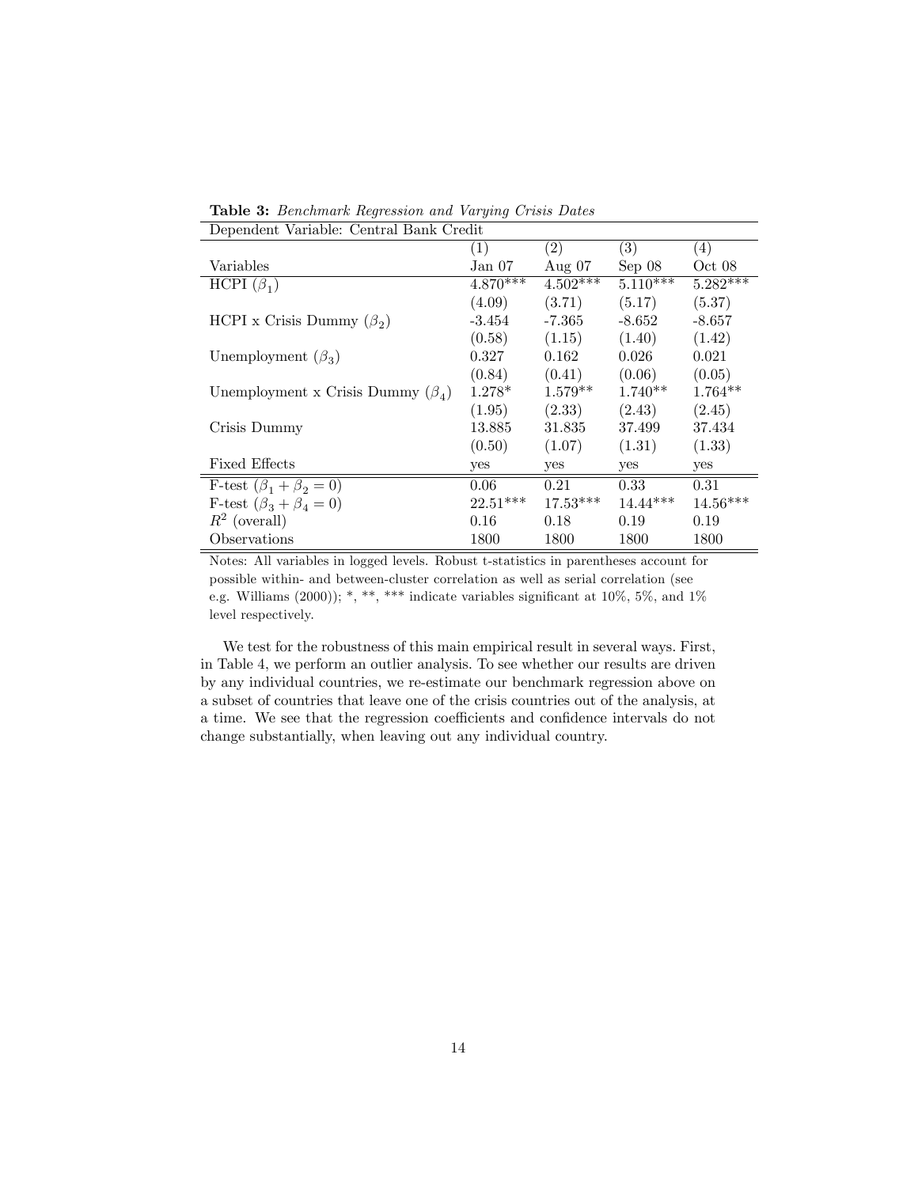**Table 3:** *Benchmark Regression and Varying Crisis Dates*

| Dependent Variable: Central Bank Credit | | | | |
|---|---|---|---|---|
| | (1) | (2) | (3) | (4) |
| Variables | Jan 07 | Aug 07 | Sep 08 | Oct 08 |
| HCPI ($\beta_1$) | 4.870*** | 4.502*** | 5.110*** | 5.282*** |
| | (4.09) | (3.71) | (5.17) | (5.37) |
| HCPI x Crisis Dummy ($\beta_2$) | -3.454 | -7.365 | -8.652 | -8.657 |
| | (0.58) | (1.15) | (1.40) | (1.42) |
| Unemployment ($\beta_3$) | 0.327 | 0.162 | 0.026 | 0.021 |
| | (0.84) | (0.41) | (0.06) | (0.05) |
| Unemployment x Crisis Dummy ($\beta_4$) | 1.278* | 1.579** | 1.740** | 1.764** |
| | (1.95) | (2.33) | (2.43) | (2.45) |
| Crisis Dummy | 13.885 | 31.835 | 37.499 | 37.434 |
| | (0.50) | (1.07) | (1.31) | (1.33) |
| Fixed Effects | yes | yes | yes | yes |
| F-test ($\beta_1 + \beta_2 = 0$) | 0.06 | 0.21 | 0.33 | 0.31 |
| F-test ($\beta_3 + \beta_4 = 0$) | 22.51*** | 17.53*** | 14.44*** | 14.56*** |
| $R^2$ (overall) | 0.16 | 0.18 | 0.19 | 0.19 |
| Observations | 1800 | 1800 | 1800 | 1800 |

Notes: All variables in logged levels. Robust t-statistics in parentheses account for possible within- and between-cluster correlation as well as serial correlation (see e.g. Williams (2000)); *, **, *** indicate variables significant at 10%, 5%, and 1% level respectively.

We test for the robustness of this main empirical result in several ways. First, in Table 4, we perform an outlier analysis. To see whether our results are driven by any individual countries, we re-estimate our benchmark regression above on a subset of countries that leave one of the crisis countries out of the analysis, at a time. We see that the regression coefficients and confidence intervals do not change substantially, when leaving out any individual country.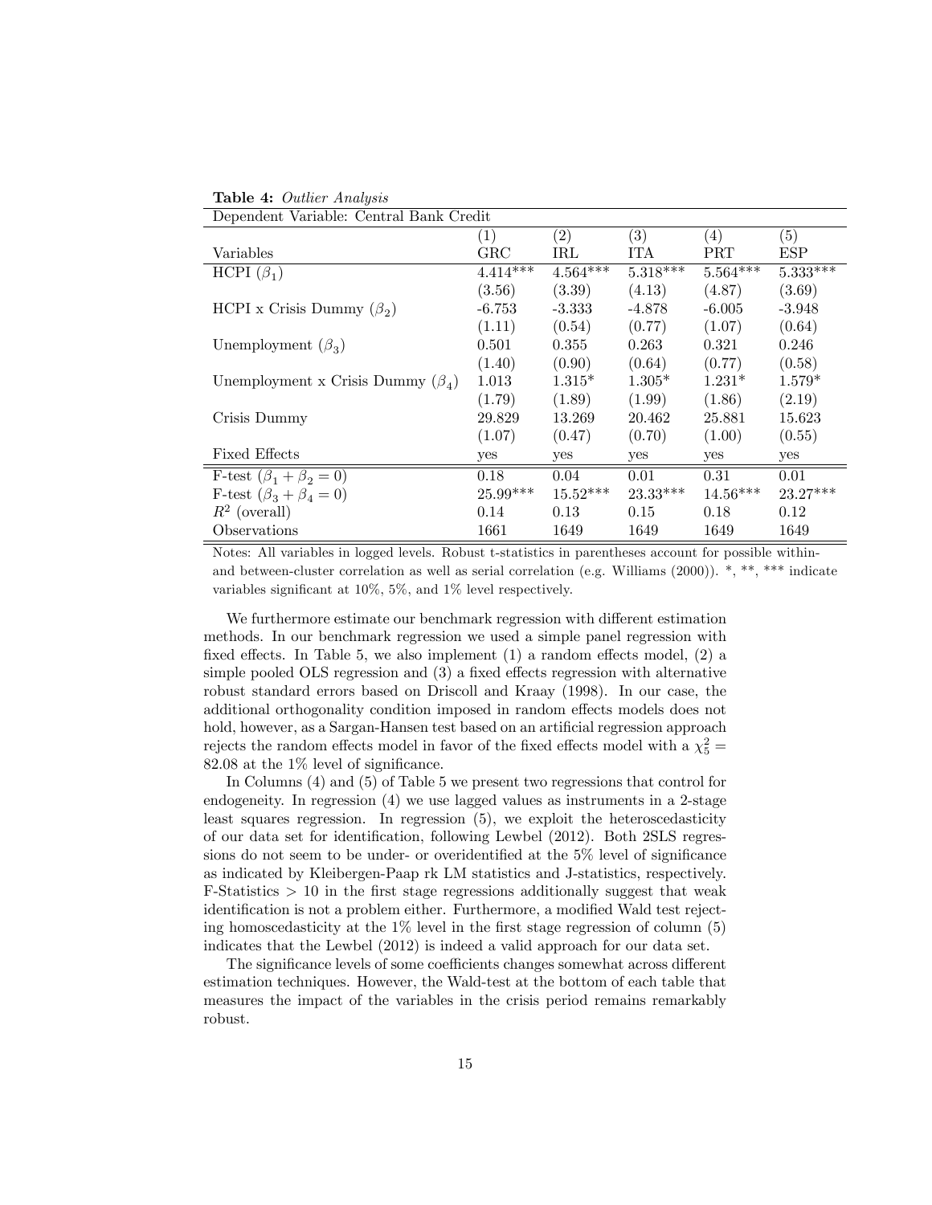**Table 4:** *Outlier Analysis*

| Dependent Variable: Central Bank Credit | | | | | |
|---|---|---|---|---|---|
| | (1) | (2) | (3) | (4) | (5) |
| Variables | GRC | IRL | ITA | PRT | ESP |
| HCPI ($\beta_1$) | 4.414*** | 4.564*** | 5.318*** | 5.564*** | 5.333*** |
| | (3.56) | (3.39) | (4.13) | (4.87) | (3.69) |
| HCPI x Crisis Dummy ($\beta_2$) | -6.753 | -3.333 | -4.878 | -6.005 | -3.948 |
| | (1.11) | (0.54) | (0.77) | (1.07) | (0.64) |
| Unemployment ($\beta_3$) | 0.501 | 0.355 | 0.263 | 0.321 | 0.246 |
| | (1.40) | (0.90) | (0.64) | (0.77) | (0.58) |
| Unemployment x Crisis Dummy ($\beta_4$) | 1.013 | 1.315* | 1.305* | 1.231* | 1.579* |
| | (1.79) | (1.89) | (1.99) | (1.86) | (2.19) |
| Crisis Dummy | 29.829 | 13.269 | 20.462 | 25.881 | 15.623 |
| | (1.07) | (0.47) | (0.70) | (1.00) | (0.55) |
| Fixed Effects | yes | yes | yes | yes | yes |
| F-test ($\beta_1 + \beta_2 = 0$) | 0.18 | 0.04 | 0.01 | 0.31 | 0.01 |
| F-test ($\beta_3 + \beta_4 = 0$) | 25.99*** | 15.52*** | 23.33*** | 14.56*** | 23.27*** |
| $R^2$ (overall) | 0.14 | 0.13 | 0.15 | 0.18 | 0.12 |
| Observations | 1661 | 1649 | 1649 | 1649 | 1649 |

Notes: All variables in logged levels. Robust t-statistics in parentheses account for possible within- and between-cluster correlation as well as serial correlation (e.g. Williams (2000)). *, **, *** indicate variables significant at 10%, 5%, and 1% level respectively.

We furthermore estimate our benchmark regression with different estimation methods. In our benchmark regression we used a simple panel regression with fixed effects. In Table 5, we also implement (1) a random effects model, (2) a simple pooled OLS regression and (3) a fixed effects regression with alternative robust standard errors based on Driscoll and Kraay (1998). In our case, the additional orthogonality condition imposed in random effects models does not hold, however, as a Sargan-Hansen test based on an artificial regression approach rejects the random effects model in favor of the fixed effects model with a $\chi^2_5 = 82.08$ at the 1% level of significance.

In Columns (4) and (5) of Table 5 we present two regressions that control for endogeneity. In regression (4) we use lagged values as instruments in a 2-stage least squares regression. In regression (5), we exploit the heteroscedasticity of our data set for identification, following Lewbel (2012). Both 2SLS regressions do not seem to be under- or overidentified at the 5% level of significance as indicated by Kleibergen-Paap rk LM statistics and J-statistics, respectively. F-Statistics > 10 in the first stage regressions additionally suggest that weak identification is not a problem either. Furthermore, a modified Wald test rejecting homoscedasticity at the 1% level in the first stage regression of column (5) indicates that the Lewbel (2012) is indeed a valid approach for our data set.

The significance levels of some coefficients changes somewhat across different estimation techniques. However, the Wald-test at the bottom of each table that measures the impact of the variables in the crisis period remains remarkably robust.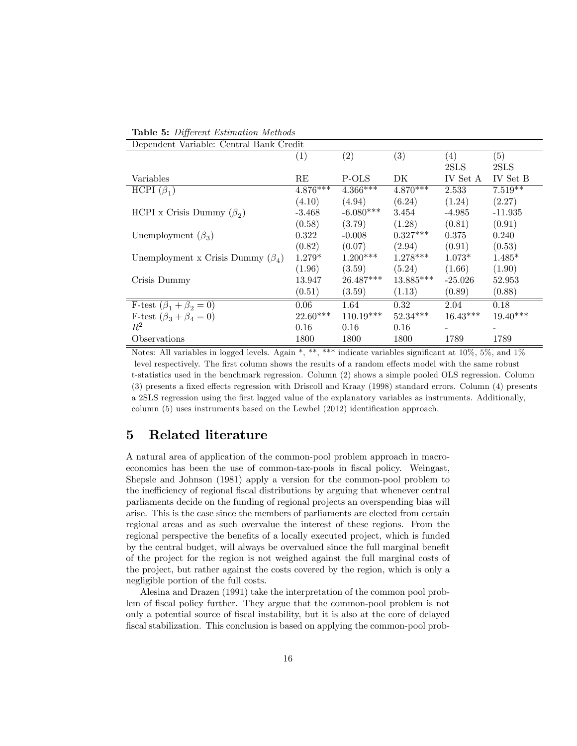**Table 5:** *Different Estimation Methods*

| Dependent Variable: Central Bank Credit | | | | | |
|---|---|---|---|---|---|
| | (1) | (2) | (3) | (4) | (5) |
| | | | | 2SLS | 2SLS |
| Variables | RE | P-OLS | DK | IV Set A | IV Set B |
| HCPI ($\beta_1$) | 4.876*** | 4.366*** | 4.870*** | 2.533 | 7.519** |
| | (4.10) | (4.94) | (6.24) | (1.24) | (2.27) |
| HCPI x Crisis Dummy ($\beta_2$) | -3.468 | -6.080*** | 3.454 | -4.985 | -11.935 |
| | (0.58) | (3.79) | (1.28) | (0.81) | (0.91) |
| Unemployment ($\beta_3$) | 0.322 | -0.008 | 0.327*** | 0.375 | 0.240 |
| | (0.82) | (0.07) | (2.94) | (0.91) | (0.53) |
| Unemployment x Crisis Dummy ($\beta_4$) | 1.279* | 1.200*** | 1.278*** | 1.073* | 1.485* |
| | (1.96) | (3.59) | (5.24) | (1.66) | (1.90) |
| Crisis Dummy | 13.947 | 26.487*** | 13.885*** | -25.026 | 52.953 |
| | (0.51) | (3.59) | (1.13) | (0.89) | (0.88) |
| F-test ($\beta_1 + \beta_2 = 0$) | 0.06 | 1.64 | 0.32 | 2.04 | 0.18 |
| F-test ($\beta_3 + \beta_4 = 0$) | 22.60*** | 110.19*** | 52.34*** | 16.43*** | 19.40*** |
| $R^2$ | 0.16 | 0.16 | 0.16 | - | - |
| Observations | 1800 | 1800 | 1800 | 1789 | 1789 |

Notes: All variables in logged levels. Again *, **, *** indicate variables significant at 10%, 5%, and 1% level respectively. The first column shows the results of a random effects model with the same robust t-statistics used in the benchmark regression. Column (2) shows a simple pooled OLS regression. Column (3) presents a fixed effects regression with Driscoll and Kraay (1998) standard errors. Column (4) presents a 2SLS regression using the first lagged value of the explanatory variables as instruments. Additionally, column (5) uses instruments based on the Lewbel (2012) identification approach.

## 5 Related literature

A natural area of application of the common-pool problem approach in macroeconomics has been the use of common-tax-pools in fiscal policy. Weingast, Shepsle and Johnson (1981) apply a version for the common-pool problem to the inefficiency of regional fiscal distributions by arguing that whenever central parliaments decide on the funding of regional projects an overspending bias will arise. This is the case since the members of parliaments are elected from certain regional areas and as such overvalue the interest of these regions. From the regional perspective the benefits of a locally executed project, which is funded by the central budget, will always be overvalued since the full marginal benefit of the project for the region is not weighed against the full marginal costs of the project, but rather against the costs covered by the region, which is only a negligible portion of the full costs.

Alesina and Drazen (1991) take the interpretation of the common pool problem of fiscal policy further. They argue that the common-pool problem is not only a potential source of fiscal instability, but it is also at the core of delayed fiscal stabilization. This conclusion is based on applying the common-pool prob-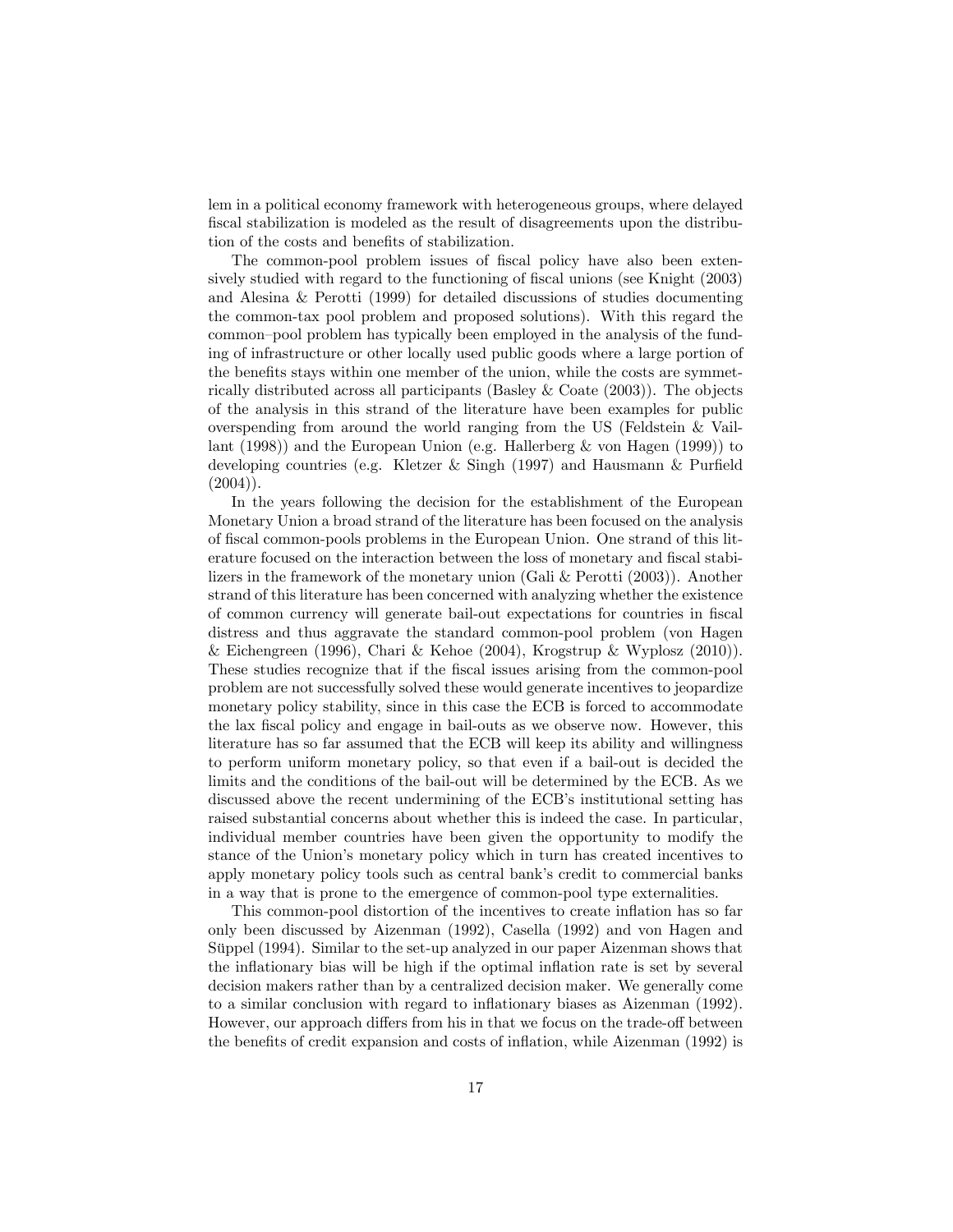lem in a political economy framework with heterogeneous groups, where delayed fiscal stabilization is modeled as the result of disagreements upon the distribution of the costs and benefits of stabilization.

The common-pool problem issues of fiscal policy have also been extensively studied with regard to the functioning of fiscal unions (see Knight (2003) and Alesina & Perotti (1999) for detailed discussions of studies documenting the common-tax pool problem and proposed solutions). With this regard the common–pool problem has typically been employed in the analysis of the funding of infrastructure or other locally used public goods where a large portion of the benefits stays within one member of the union, while the costs are symmetrically distributed across all participants (Basley & Coate (2003)). The objects of the analysis in this strand of the literature have been examples for public overspending from around the world ranging from the US (Feldstein & Vaillant (1998)) and the European Union (e.g. Hallerberg & von Hagen (1999)) to developing countries (e.g. Kletzer & Singh (1997) and Hausmann & Purfield (2004)).

In the years following the decision for the establishment of the European Monetary Union a broad strand of the literature has been focused on the analysis of fiscal common-pools problems in the European Union. One strand of this literature focused on the interaction between the loss of monetary and fiscal stabilizers in the framework of the monetary union (Gali & Perotti (2003)). Another strand of this literature has been concerned with analyzing whether the existence of common currency will generate bail-out expectations for countries in fiscal distress and thus aggravate the standard common-pool problem (von Hagen & Eichengreen (1996), Chari & Kehoe (2004), Krogstrup & Wyplosz (2010)). These studies recognize that if the fiscal issues arising from the common-pool problem are not successfully solved these would generate incentives to jeopardize monetary policy stability, since in this case the ECB is forced to accommodate the lax fiscal policy and engage in bail-outs as we observe now. However, this literature has so far assumed that the ECB will keep its ability and willingness to perform uniform monetary policy, so that even if a bail-out is decided the limits and the conditions of the bail-out will be determined by the ECB. As we discussed above the recent undermining of the ECB's institutional setting has raised substantial concerns about whether this is indeed the case. In particular, individual member countries have been given the opportunity to modify the stance of the Union's monetary policy which in turn has created incentives to apply monetary policy tools such as central bank's credit to commercial banks in a way that is prone to the emergence of common-pool type externalities.

This common-pool distortion of the incentives to create inflation has so far only been discussed by Aizenman (1992), Casella (1992) and von Hagen and Süppel (1994). Similar to the set-up analyzed in our paper Aizenman shows that the inflationary bias will be high if the optimal inflation rate is set by several decision makers rather than by a centralized decision maker. We generally come to a similar conclusion with regard to inflationary biases as Aizenman (1992). However, our approach differs from his in that we focus on the trade-off between the benefits of credit expansion and costs of inflation, while Aizenman (1992) is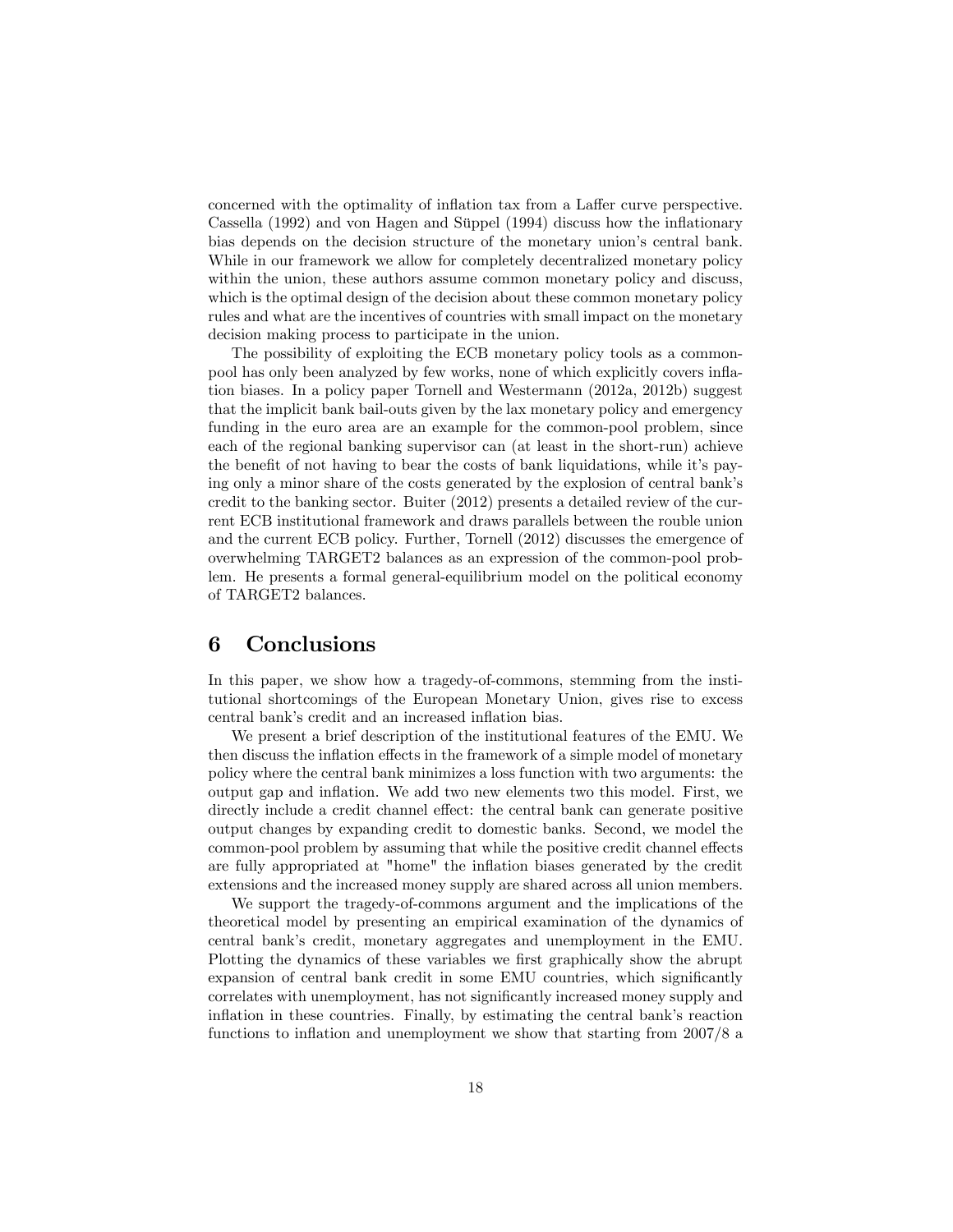concerned with the optimality of inflation tax from a Laffer curve perspective. Cassella (1992) and von Hagen and Süppel (1994) discuss how the inflationary bias depends on the decision structure of the monetary union's central bank. While in our framework we allow for completely decentralized monetary policy within the union, these authors assume common monetary policy and discuss, which is the optimal design of the decision about these common monetary policy rules and what are the incentives of countries with small impact on the monetary decision making process to participate in the union.

The possibility of exploiting the ECB monetary policy tools as a common-pool has only been analyzed by few works, none of which explicitly covers inflation biases. In a policy paper Tornell and Westermann (2012a, 2012b) suggest that the implicit bank bail-outs given by the lax monetary policy and emergency funding in the euro area are an example for the common-pool problem, since each of the regional banking supervisor can (at least in the short-run) achieve the benefit of not having to bear the costs of bank liquidations, while it's paying only a minor share of the costs generated by the explosion of central bank's credit to the banking sector. Buiter (2012) presents a detailed review of the current ECB institutional framework and draws parallels between the rouble union and the current ECB policy. Further, Tornell (2012) discusses the emergence of overwhelming TARGET2 balances as an expression of the common-pool problem. He presents a formal general-equilibrium model on the political economy of TARGET2 balances.

# 6 Conclusions

In this paper, we show how a tragedy-of-commons, stemming from the institutional shortcomings of the European Monetary Union, gives rise to excess central bank's credit and an increased inflation bias.

We present a brief description of the institutional features of the EMU. We then discuss the inflation effects in the framework of a simple model of monetary policy where the central bank minimizes a loss function with two arguments: the output gap and inflation. We add two new elements two this model. First, we directly include a credit channel effect: the central bank can generate positive output changes by expanding credit to domestic banks. Second, we model the common-pool problem by assuming that while the positive credit channel effects are fully appropriated at "home" the inflation biases generated by the credit extensions and the increased money supply are shared across all union members.

We support the tragedy-of-commons argument and the implications of the theoretical model by presenting an empirical examination of the dynamics of central bank's credit, monetary aggregates and unemployment in the EMU. Plotting the dynamics of these variables we first graphically show the abrupt expansion of central bank credit in some EMU countries, which significantly correlates with unemployment, has not significantly increased money supply and inflation in these countries. Finally, by estimating the central bank's reaction functions to inflation and unemployment we show that starting from 2007/8 a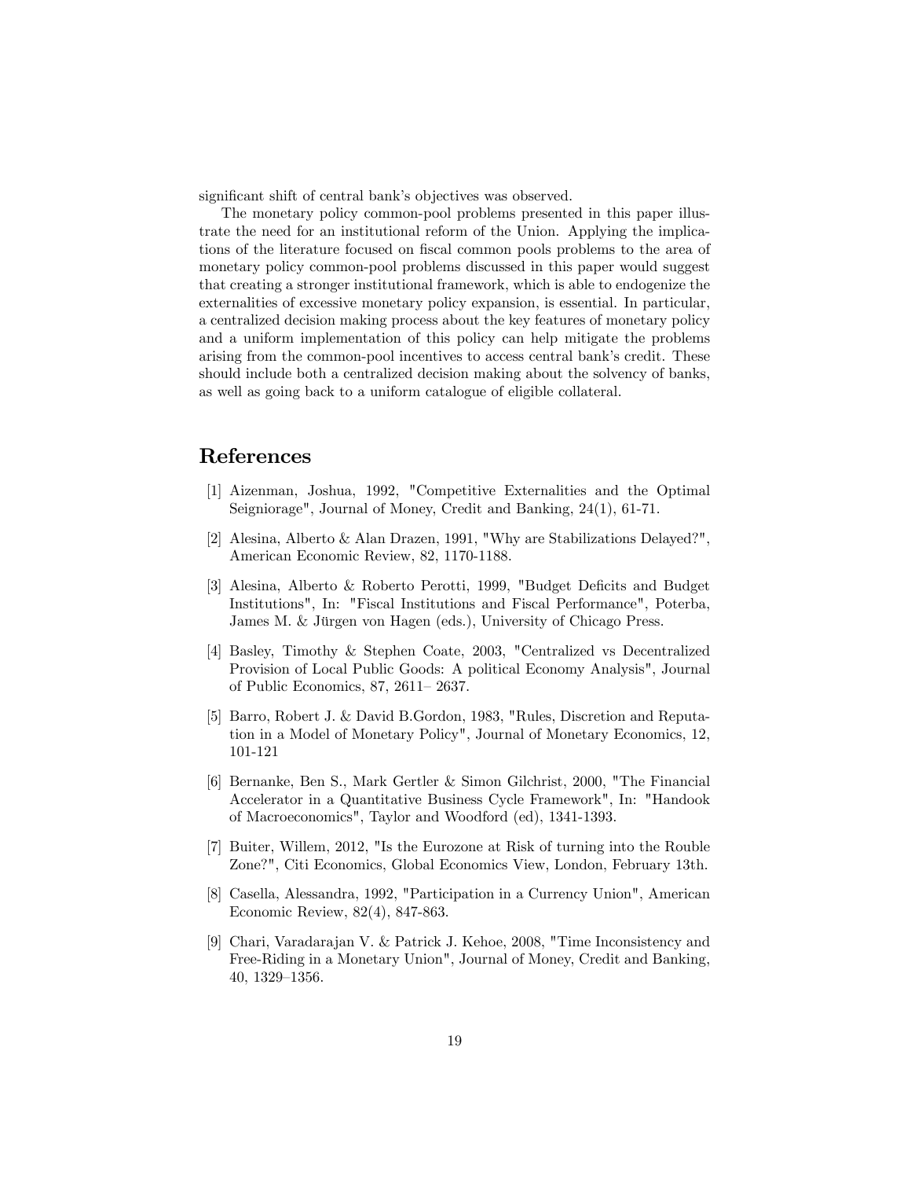significant shift of central bank's objectives was observed.

The monetary policy common-pool problems presented in this paper illustrate the need for an institutional reform of the Union. Applying the implications of the literature focused on fiscal common pools problems to the area of monetary policy common-pool problems discussed in this paper would suggest that creating a stronger institutional framework, which is able to endogenize the externalities of excessive monetary policy expansion, is essential. In particular, a centralized decision making process about the key features of monetary policy and a uniform implementation of this policy can help mitigate the problems arising from the common-pool incentives to access central bank's credit. These should include both a centralized decision making about the solvency of banks, as well as going back to a uniform catalogue of eligible collateral.

# References

[1] Aizenman, Joshua, 1992, "Competitive Externalities and the Optimal Seigniorage", Journal of Money, Credit and Banking, 24(1), 61-71.

[2] Alesina, Alberto & Alan Drazen, 1991, "Why are Stabilizations Delayed?", American Economic Review, 82, 1170-1188.

[3] Alesina, Alberto & Roberto Perotti, 1999, "Budget Deficits and Budget Institutions", In: "Fiscal Institutions and Fiscal Performance", Poterba, James M. & Jürgen von Hagen (eds.), University of Chicago Press.

[4] Basley, Timothy & Stephen Coate, 2003, "Centralized vs Decentralized Provision of Local Public Goods: A political Economy Analysis", Journal of Public Economics, 87, 2611– 2637.

[5] Barro, Robert J. & David B.Gordon, 1983, "Rules, Discretion and Reputation in a Model of Monetary Policy", Journal of Monetary Economics, 12, 101-121

[6] Bernanke, Ben S., Mark Gertler & Simon Gilchrist, 2000, "The Financial Accelerator in a Quantitative Business Cycle Framework", In: "Handook of Macroeconomics", Taylor and Woodford (ed), 1341-1393.

[7] Buiter, Willem, 2012, "Is the Eurozone at Risk of turning into the Rouble Zone?", Citi Economics, Global Economics View, London, February 13th.

[8] Casella, Alessandra, 1992, "Participation in a Currency Union", American Economic Review, 82(4), 847-863.

[9] Chari, Varadarajan V. & Patrick J. Kehoe, 2008, "Time Inconsistency and Free-Riding in a Monetary Union", Journal of Money, Credit and Banking, 40, 1329–1356.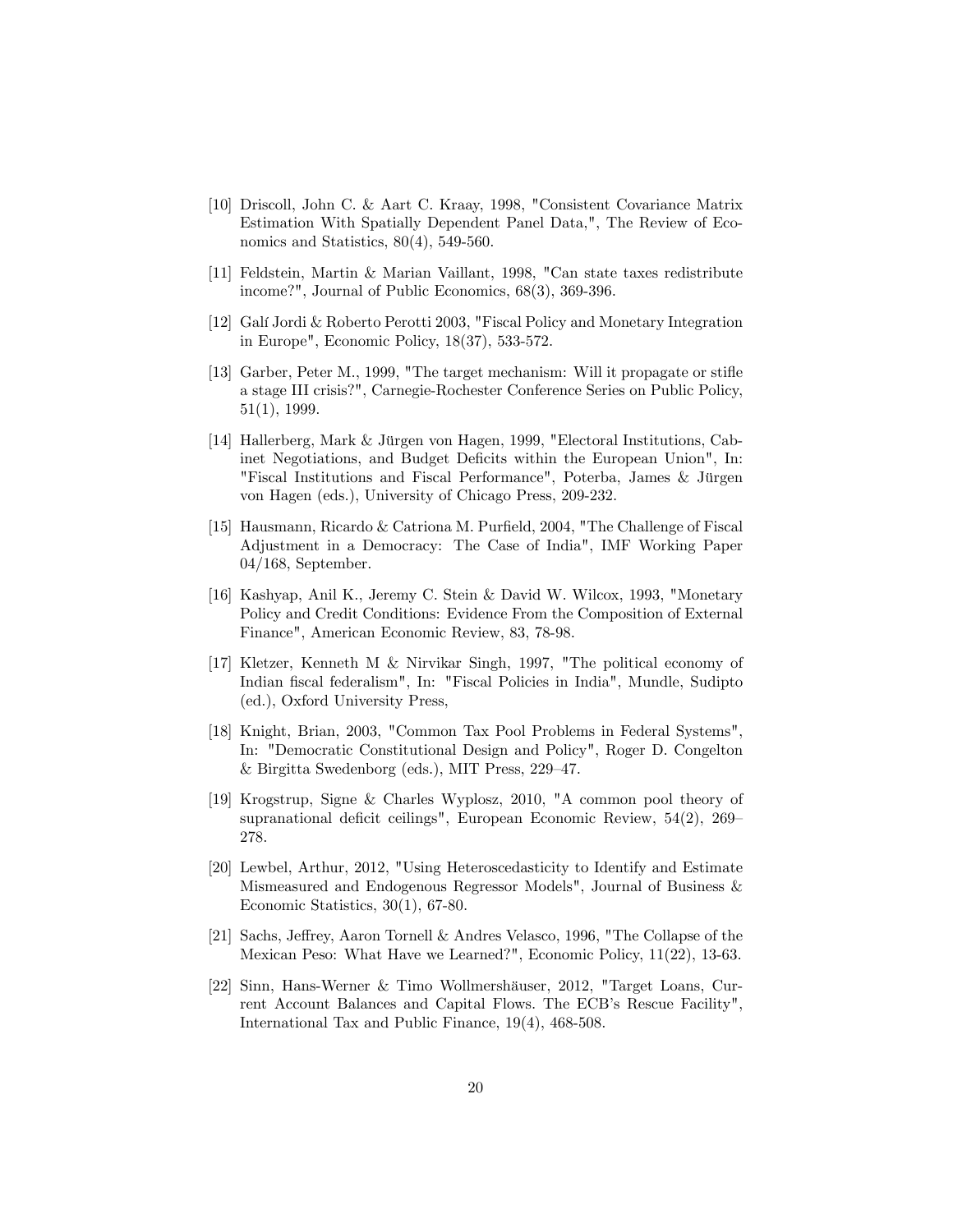[10] Driscoll, John C. & Aart C. Kraay, 1998, "Consistent Covariance Matrix Estimation With Spatially Dependent Panel Data,", The Review of Economics and Statistics, 80(4), 549-560.

[11] Feldstein, Martin & Marian Vaillant, 1998, "Can state taxes redistribute income?", Journal of Public Economics, 68(3), 369-396.

[12] Galí Jordi & Roberto Perotti 2003, "Fiscal Policy and Monetary Integration in Europe", Economic Policy, 18(37), 533-572.

[13] Garber, Peter M., 1999, "The target mechanism: Will it propagate or stifle a stage III crisis?", Carnegie-Rochester Conference Series on Public Policy, 51(1), 1999.

[14] Hallerberg, Mark & Jürgen von Hagen, 1999, "Electoral Institutions, Cabinet Negotiations, and Budget Deficits within the European Union", In: "Fiscal Institutions and Fiscal Performance", Poterba, James & Jürgen von Hagen (eds.), University of Chicago Press, 209-232.

[15] Hausmann, Ricardo & Catriona M. Purfield, 2004, "The Challenge of Fiscal Adjustment in a Democracy: The Case of India", IMF Working Paper 04/168, September.

[16] Kashyap, Anil K., Jeremy C. Stein & David W. Wilcox, 1993, "Monetary Policy and Credit Conditions: Evidence From the Composition of External Finance", American Economic Review, 83, 78-98.

[17] Kletzer, Kenneth M & Nirvikar Singh, 1997, "The political economy of Indian fiscal federalism", In: "Fiscal Policies in India", Mundle, Sudipto (ed.), Oxford University Press,

[18] Knight, Brian, 2003, "Common Tax Pool Problems in Federal Systems", In: "Democratic Constitutional Design and Policy", Roger D. Congelton & Birgitta Swedenborg (eds.), MIT Press, 229–47.

[19] Krogstrup, Signe & Charles Wyplosz, 2010, "A common pool theory of supranational deficit ceilings", European Economic Review, 54(2), 269–278.

[20] Lewbel, Arthur, 2012, "Using Heteroscedasticity to Identify and Estimate Mismeasured and Endogenous Regressor Models", Journal of Business & Economic Statistics, 30(1), 67-80.

[21] Sachs, Jeffrey, Aaron Tornell & Andres Velasco, 1996, "The Collapse of the Mexican Peso: What Have we Learned?", Economic Policy, 11(22), 13-63.

[22] Sinn, Hans-Werner & Timo Wollmershäuser, 2012, "Target Loans, Current Account Balances and Capital Flows. The ECB's Rescue Facility", International Tax and Public Finance, 19(4), 468-508.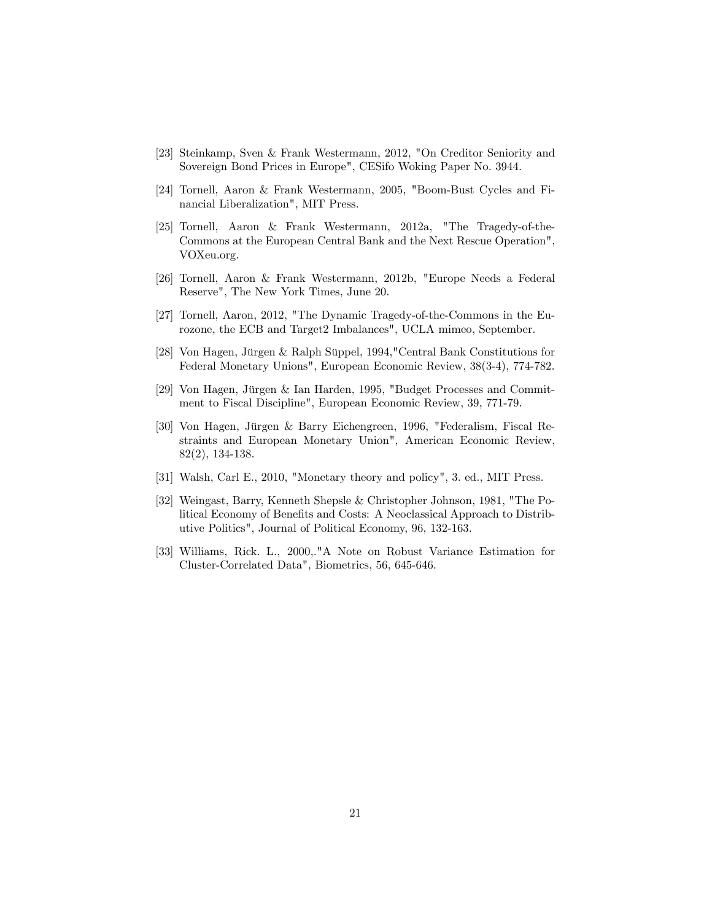[23] Steinkamp, Sven & Frank Westermann, 2012, "On Creditor Seniority and Sovereign Bond Prices in Europe", CESifo Woking Paper No. 3944.

[24] Tornell, Aaron & Frank Westermann, 2005, "Boom-Bust Cycles and Financial Liberalization", MIT Press.

[25] Tornell, Aaron & Frank Westermann, 2012a, "The Tragedy-of-the-Commons at the European Central Bank and the Next Rescue Operation", VOXeu.org.

[26] Tornell, Aaron & Frank Westermann, 2012b, "Europe Needs a Federal Reserve", The New York Times, June 20.

[27] Tornell, Aaron, 2012, "The Dynamic Tragedy-of-the-Commons in the Eurozone, the ECB and Target2 Imbalances", UCLA mimeo, September.

[28] Von Hagen, Jürgen & Ralph Süppel, 1994,"Central Bank Constitutions for Federal Monetary Unions", European Economic Review, 38(3-4), 774-782.

[29] Von Hagen, Jürgen & Ian Harden, 1995, "Budget Processes and Commitment to Fiscal Discipline", European Economic Review, 39, 771-79.

[30] Von Hagen, Jürgen & Barry Eichengreen, 1996, "Federalism, Fiscal Restraints and European Monetary Union", American Economic Review, 82(2), 134-138.

[31] Walsh, Carl E., 2010, "Monetary theory and policy", 3. ed., MIT Press.

[32] Weingast, Barry, Kenneth Shepsle & Christopher Johnson, 1981, "The Political Economy of Benefits and Costs: A Neoclassical Approach to Distributive Politics", Journal of Political Economy, 96, 132-163.

[33] Williams, Rick. L., 2000,."A Note on Robust Variance Estimation for Cluster-Correlated Data", Biometrics, 56, 645-646.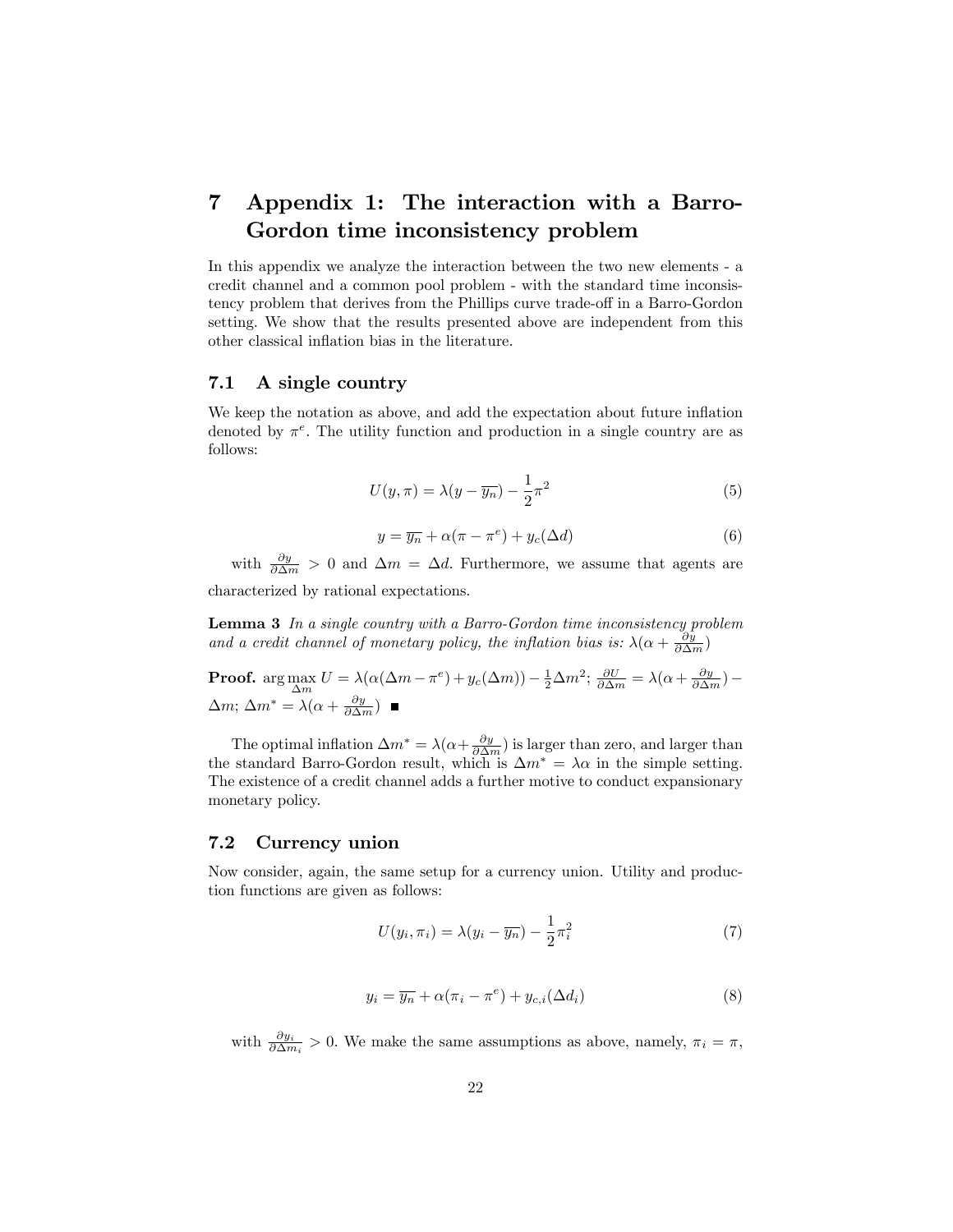# 7 Appendix 1: The interaction with a Barro-Gordon time inconsistency problem

In this appendix we analyze the interaction between the two new elements - a credit channel and a common pool problem - with the standard time inconsistency problem that derives from the Phillips curve trade-off in a Barro-Gordon setting. We show that the results presented above are independent from this other classical inflation bias in the literature.

## 7.1 A single country

We keep the notation as above, and add the expectation about future inflation denoted by $\pi^e$. The utility function and production in a single country are as follows:

$$U(y, \pi) = \lambda(y - \overline{y_n}) - \frac{1}{2}\pi^2 \tag{5}$$

$$y = \overline{y_n} + \alpha(\pi - \pi^e) + y_c(\Delta d) \tag{6}$$

with $\frac{\partial y}{\partial \Delta m} > 0$ and $\Delta m = \Delta d$. Furthermore, we assume that agents are characterized by rational expectations.

**Lemma 3** *In a single country with a Barro-Gordon time inconsistency problem and a credit channel of monetary policy, the inflation bias is:* $\lambda(\alpha + \frac{\partial y}{\partial \Delta m})$

**Proof.** $\arg\max_{\Delta m} U = \lambda(\alpha(\Delta m - \pi^e) + y_c(\Delta m)) - \frac{1}{2}\Delta m^2$; $\frac{\partial U}{\partial \Delta m} = \lambda(\alpha + \frac{\partial y}{\partial \Delta m}) - \Delta m$; $\Delta m^* = \lambda(\alpha + \frac{\partial y}{\partial \Delta m})$ ■

The optimal inflation $\Delta m^* = \lambda(\alpha + \frac{\partial y}{\partial \Delta m})$ is larger than zero, and larger than the standard Barro-Gordon result, which is $\Delta m^* = \lambda\alpha$ in the simple setting. The existence of a credit channel adds a further motive to conduct expansionary monetary policy.

## 7.2 Currency union

Now consider, again, the same setup for a currency union. Utility and production functions are given as follows:

$$U(y_i, \pi_i) = \lambda(y_i - \overline{y_n}) - \frac{1}{2}\pi_i^2 \tag{7}$$

$$y_i = \overline{y_n} + \alpha(\pi_i - \pi^e) + y_{c,i}(\Delta d_i) \tag{8}$$

with $\frac{\partial y_i}{\partial \Delta m_i} > 0$. We make the same assumptions as above, namely, $\pi_i = \pi$,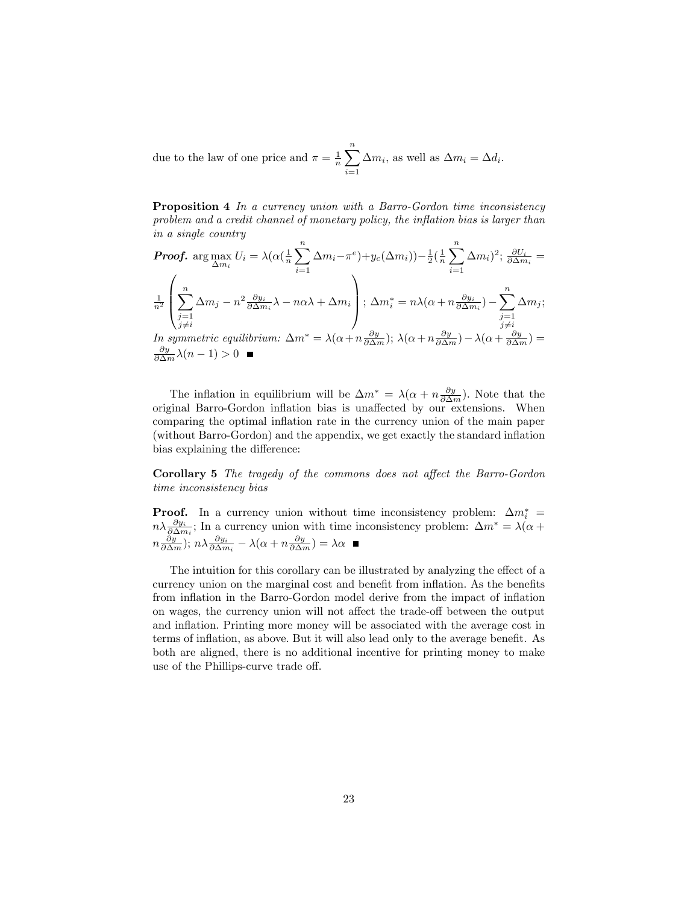due to the law of one price and $\pi = \frac{1}{n}\sum_{i=1}^{n} \Delta m_i$, as well as $\Delta m_i = \Delta d_i$.

**Proposition 4** *In a currency union with a Barro-Gordon time inconsistency problem and a credit channel of monetary policy, the inflation bias is larger than in a single country*

***Proof.*** $\arg\max_{\Delta m_i} U_i = \lambda(\alpha(\frac{1}{n}\sum_{i=1}^{n} \Delta m_i - \pi^e) + y_c(\Delta m_i)) - \frac{1}{2}(\frac{1}{n}\sum_{i=1}^{n} \Delta m_i)^2$; $\frac{\partial U_i}{\partial \Delta m_i} = \frac{1}{n^2}\left(\sum_{\substack{j=1 \\ j\neq i}}^{n} \Delta m_j - n^2 \frac{\partial y_i}{\partial \Delta m_i}\lambda - n\alpha\lambda + \Delta m_i\right)$; $\Delta m_i^* = n\lambda(\alpha + n\frac{\partial y_i}{\partial \Delta m_i}) - \sum_{\substack{j=1 \\ j\neq i}}^{n} \Delta m_j$;
*In symmetric equilibrium:* $\Delta m^* = \lambda(\alpha + n\frac{\partial y}{\partial \Delta m})$; $\lambda(\alpha + n\frac{\partial y}{\partial \Delta m}) - \lambda(\alpha + \frac{\partial y}{\partial \Delta m}) = \frac{\partial y}{\partial \Delta m}\lambda(n-1) > 0$ ■

The inflation in equilibrium will be $\Delta m^* = \lambda(\alpha + n\frac{\partial y}{\partial \Delta m})$. Note that the original Barro-Gordon inflation bias is unaffected by our extensions. When comparing the optimal inflation rate in the currency union of the main paper (without Barro-Gordon) and the appendix, we get exactly the standard inflation bias explaining the difference:

**Corollary 5** *The tragedy of the commons does not affect the Barro-Gordon time inconsistency bias*

**Proof.** In a currency union without time inconsistency problem: $\Delta m_i^* = n\lambda\frac{\partial y_i}{\partial \Delta m_i}$; In a currency union with time inconsistency problem: $\Delta m^* = \lambda(\alpha + n\frac{\partial y}{\partial \Delta m})$; $n\lambda\frac{\partial y_i}{\partial \Delta m_i} - \lambda(\alpha + n\frac{\partial y}{\partial \Delta m}) = \lambda\alpha$ ■

The intuition for this corollary can be illustrated by analyzing the effect of a currency union on the marginal cost and benefit from inflation. As the benefits from inflation in the Barro-Gordon model derive from the impact of inflation on wages, the currency union will not affect the trade-off between the output and inflation. Printing more money will be associated with the average cost in terms of inflation, as above. But it will also lead only to the average benefit. As both are aligned, there is no additional incentive for printing money to make use of the Phillips-curve trade off.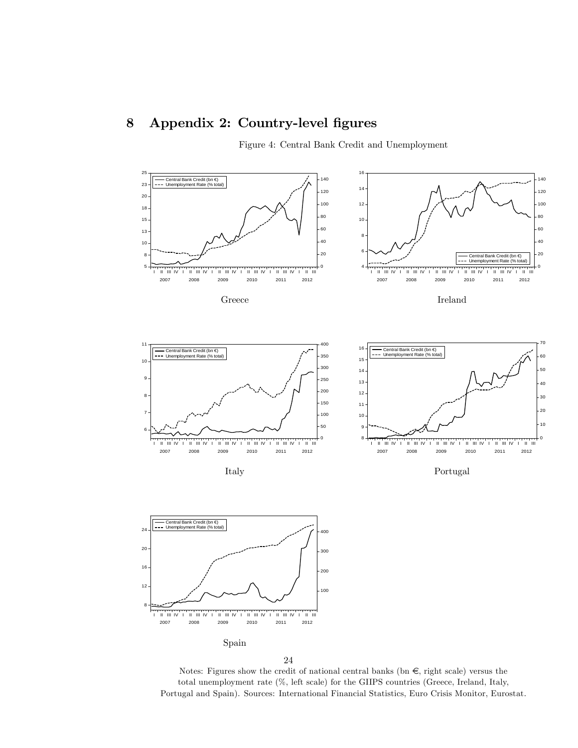# 8 Appendix 2: Country-level figures

Figure 4: Central Bank Credit and Unemployment

Greece

Ireland

Italy

Portugal

Spain

Notes: Figures show the credit of national central banks (bn €, right scale) versus the total unemployment rate (%, left scale) for the GIIPS countries (Greece, Ireland, Italy, Portugal and Spain). Sources: International Financial Statistics, Euro Crisis Monitor, Eurostat.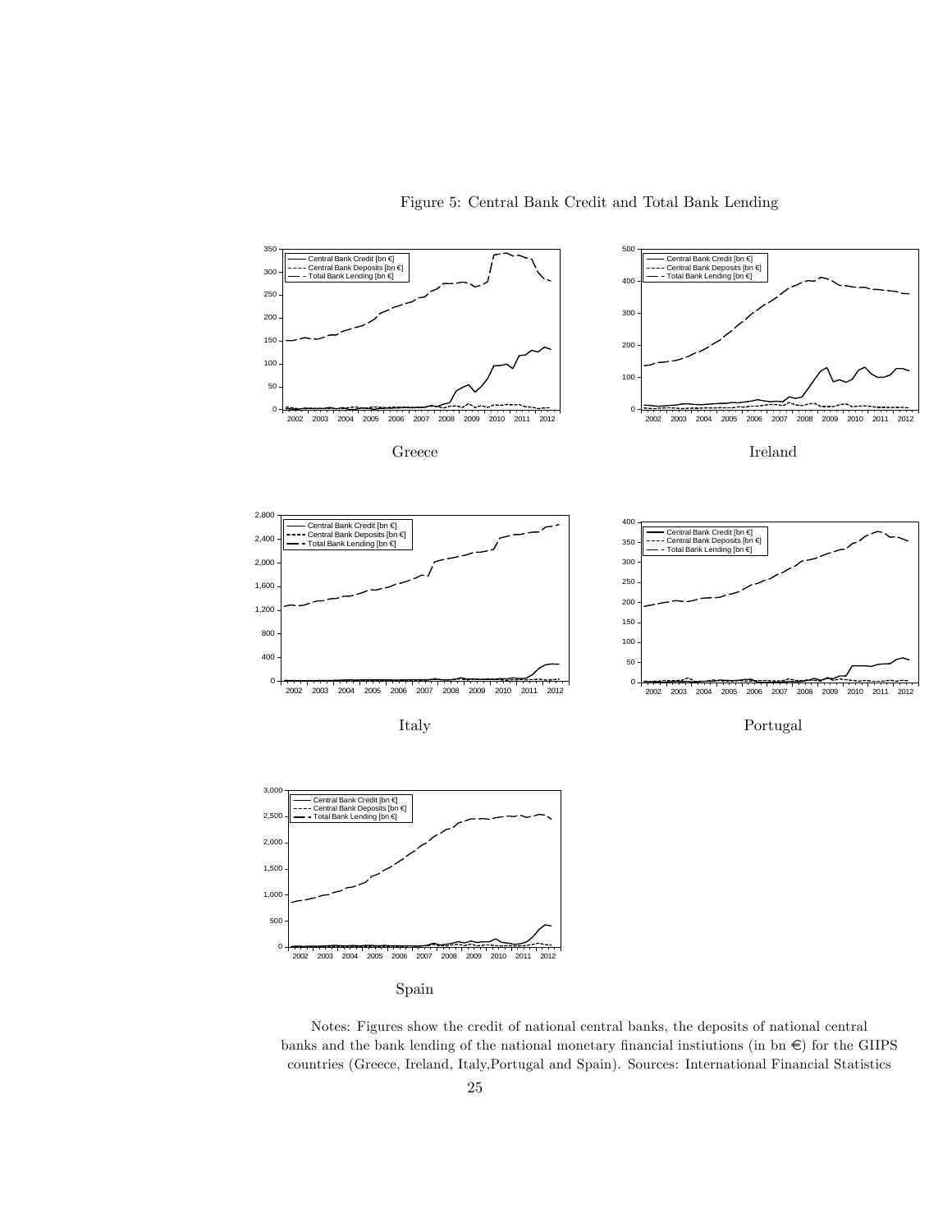Figure 5: Central Bank Credit and Total Bank Lending

Greece

Ireland

Italy

Portugal

Spain

Notes: Figures show the credit of national central banks, the deposits of national central banks and the bank lending of the national monetary financial instiutions (in bn €) for the GIIPS countries (Greece, Ireland, Italy,Portugal and Spain). Sources: International Financial Statistics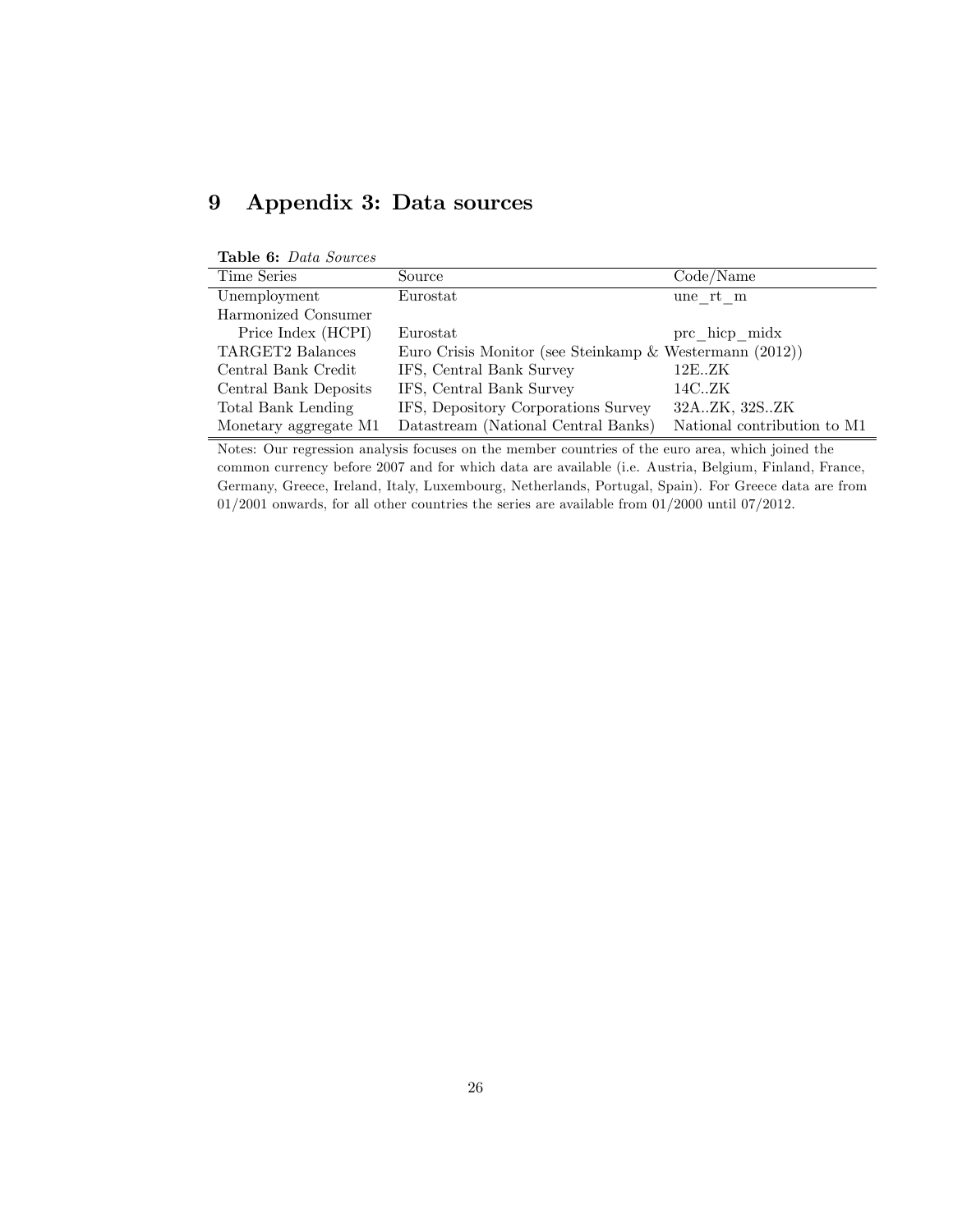# 9 Appendix 3: Data sources

**Table 6:** *Data Sources*

| Time Series | Source | Code/Name |
|---|---|---|
| Unemployment | Eurostat | une_rt_m |
| Harmonized Consumer Price Index (HCPI) | Eurostat | prc_hicp_midx |
| TARGET2 Balances | Euro Crisis Monitor (see Steinkamp & Westermann (2012)) | |
| Central Bank Credit | IFS, Central Bank Survey | 12E..ZK |
| Central Bank Deposits | IFS, Central Bank Survey | 14C..ZK |
| Total Bank Lending | IFS, Depository Corporations Survey | 32A..ZK, 32S..ZK |
| Monetary aggregate M1 | Datastream (National Central Banks) | National contribution to M1 |

Notes: Our regression analysis focuses on the member countries of the euro area, which joined the common currency before 2007 and for which data are available (i.e. Austria, Belgium, Finland, France, Germany, Greece, Ireland, Italy, Luxembourg, Netherlands, Portugal, Spain). For Greece data are from 01/2001 onwards, for all other countries the series are available from 01/2000 until 07/2012.